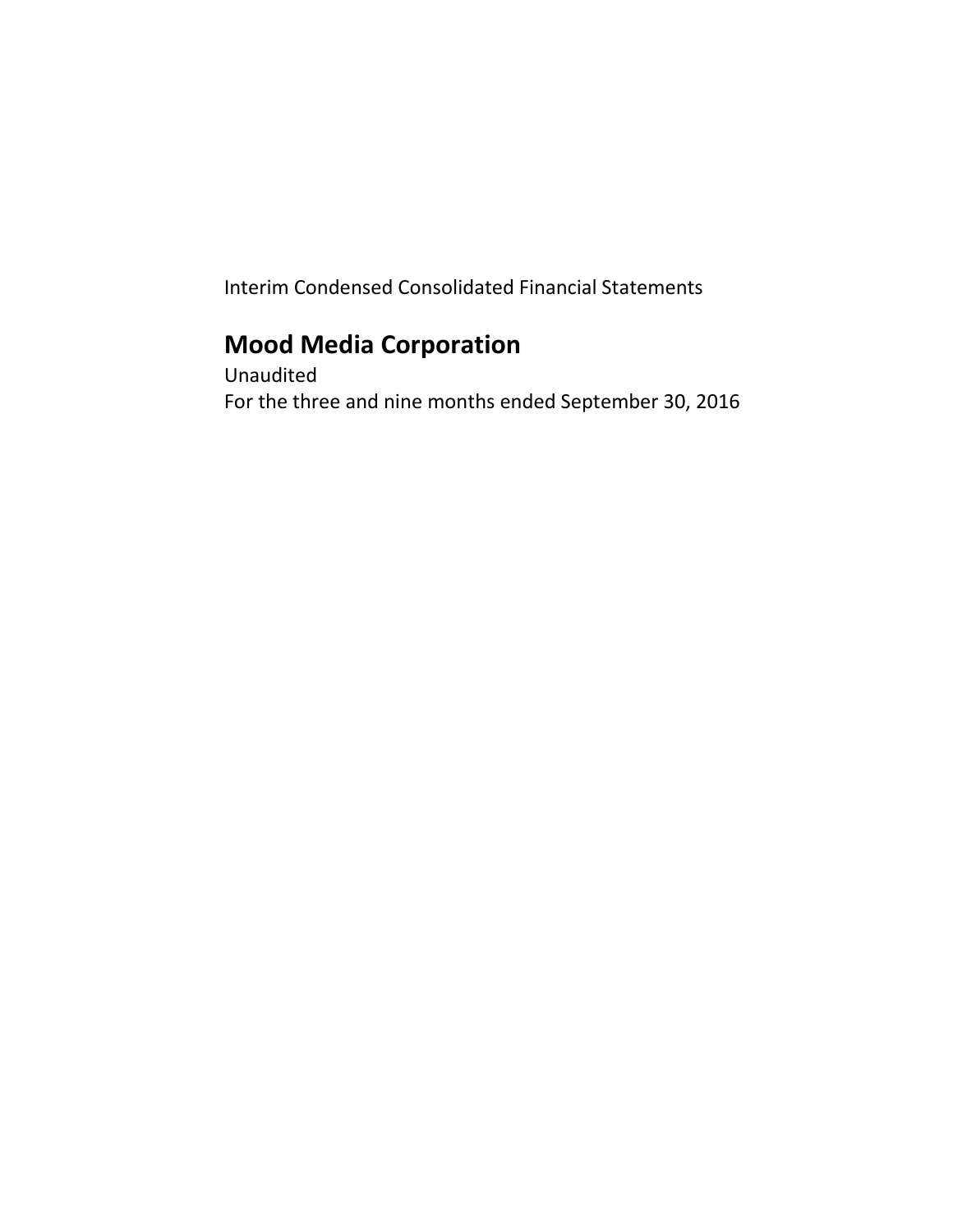Interim Condensed Consolidated Financial Statements

# Mood Media Corporation

Unaudited

For the three and nine months ended September 30, 2016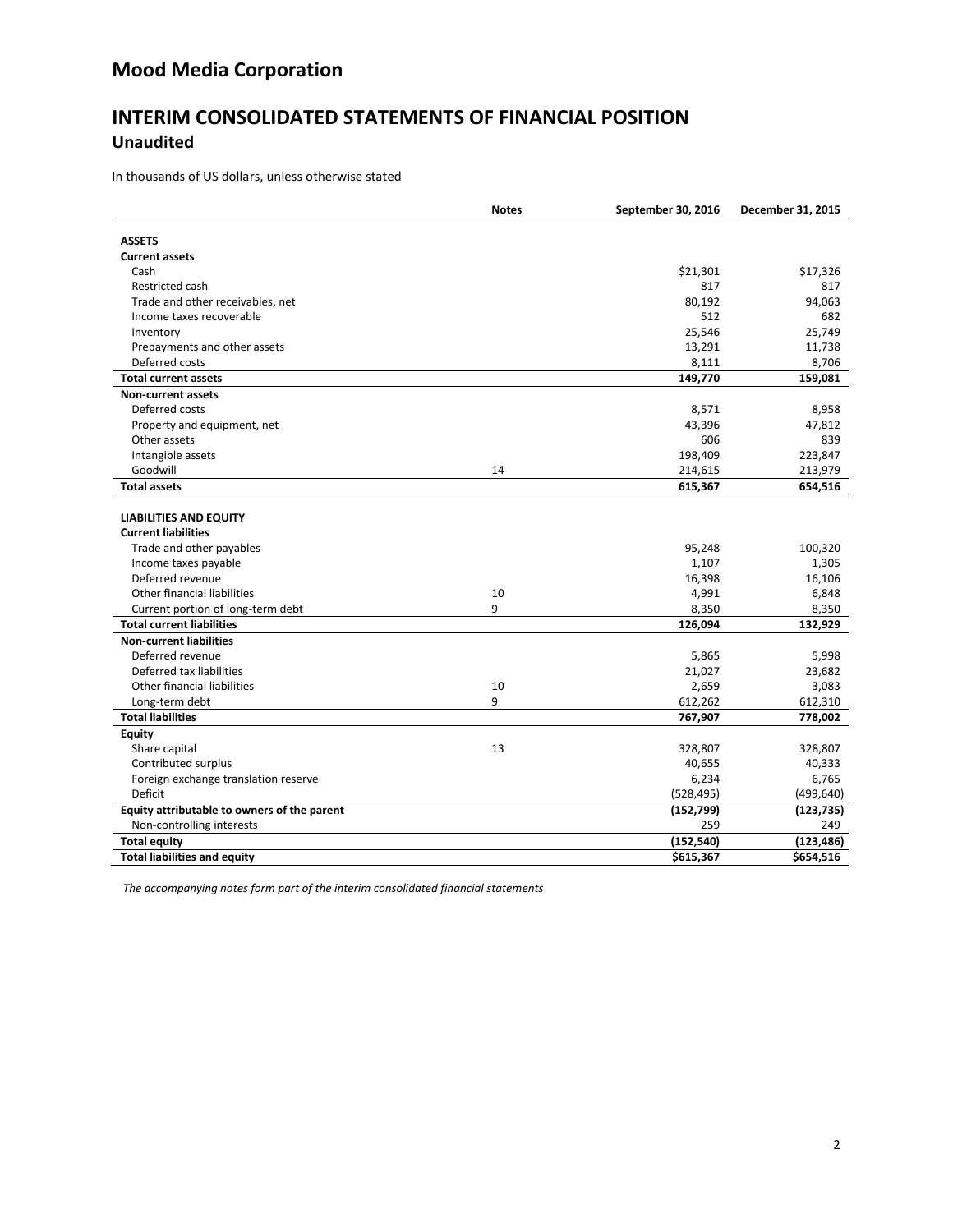# Mood Media Corporation

## INTERIM CONSOLIDATED STATEMENTS OF FINANCIAL POSITION

### Unaudited

In thousands of US dollars, unless otherwise stated

| | Notes | September 30, 2016 | December 31, 2015 |
|---|---|---|---|
| **ASSETS** | | | |
| **Current assets** | | | |
| Cash | | $21,301 | $17,326 |
| Restricted cash | | 817 | 817 |
| Trade and other receivables, net | | 80,192 | 94,063 |
| Income taxes recoverable | | 512 | 682 |
| Inventory | | 25,546 | 25,749 |
| Prepayments and other assets | | 13,291 | 11,738 |
| Deferred costs | | 8,111 | 8,706 |
| **Total current assets** | | **149,770** | **159,081** |
| **Non-current assets** | | | |
| Deferred costs | | 8,571 | 8,958 |
| Property and equipment, net | | 43,396 | 47,812 |
| Other assets | | 606 | 839 |
| Intangible assets | | 198,409 | 223,847 |
| Goodwill | 14 | 214,615 | 213,979 |
| **Total assets** | | **615,367** | **654,516** |
| | | | |
| **LIABILITIES AND EQUITY** | | | |
| **Current liabilities** | | | |
| Trade and other payables | | 95,248 | 100,320 |
| Income taxes payable | | 1,107 | 1,305 |
| Deferred revenue | | 16,398 | 16,106 |
| Other financial liabilities | 10 | 4,991 | 6,848 |
| Current portion of long-term debt | 9 | 8,350 | 8,350 |
| **Total current liabilities** | | **126,094** | **132,929** |
| **Non-current liabilities** | | | |
| Deferred revenue | | 5,865 | 5,998 |
| Deferred tax liabilities | | 21,027 | 23,682 |
| Other financial liabilities | 10 | 2,659 | 3,083 |
| Long-term debt | 9 | 612,262 | 612,310 |
| **Total liabilities** | | **767,907** | **778,002** |
| **Equity** | | | |
| Share capital | 13 | 328,807 | 328,807 |
| Contributed surplus | | 40,655 | 40,333 |
| Foreign exchange translation reserve | | 6,234 | 6,765 |
| Deficit | | (528,495) | (499,640) |
| **Equity attributable to owners of the parent** | | **(152,799)** | **(123,735)** |
| Non-controlling interests | | 259 | 249 |
| **Total equity** | | **(152,540)** | **(123,486)** |
| **Total liabilities and equity** | | **$615,367** | **$654,516** |

*The accompanying notes form part of the interim consolidated financial statements*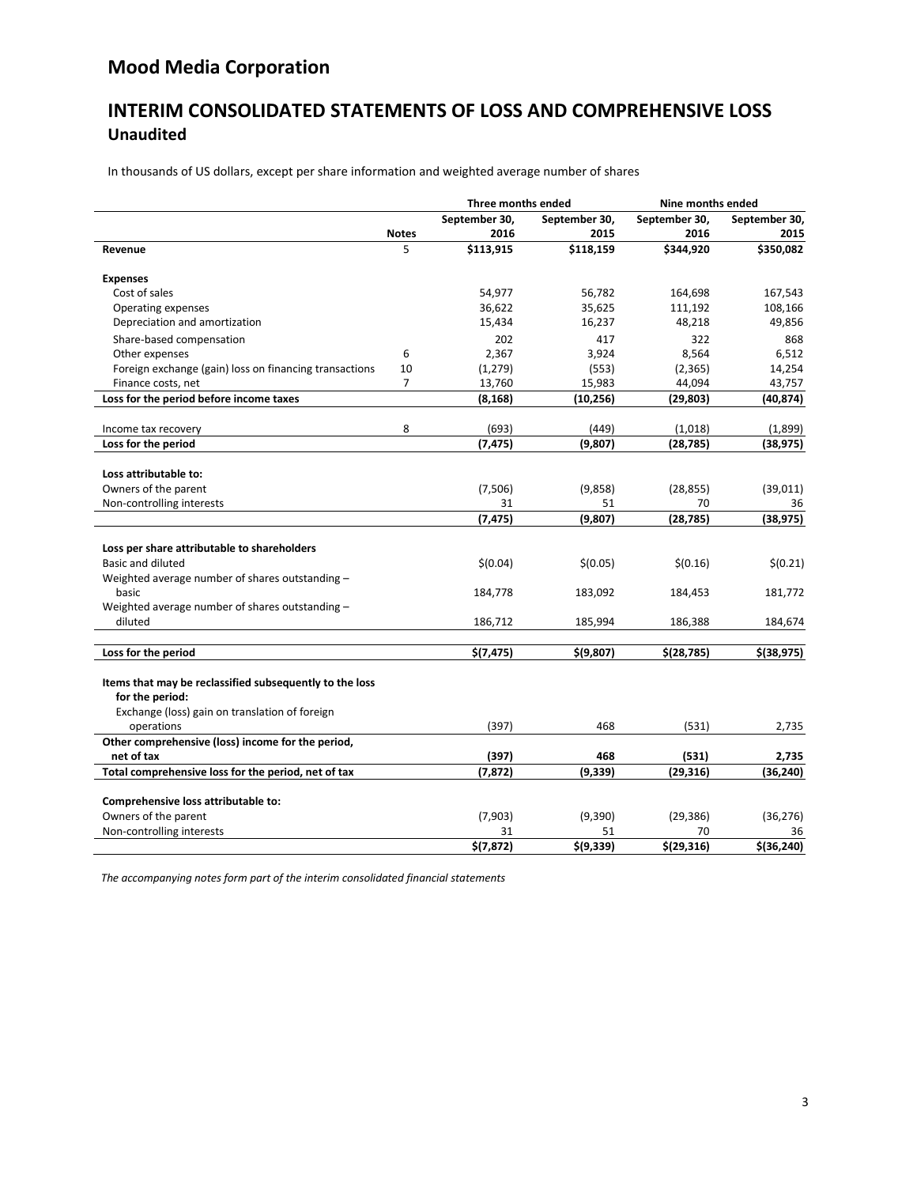# Mood Media Corporation

## INTERIM CONSOLIDATED STATEMENTS OF LOSS AND COMPREHENSIVE LOSS
### Unaudited

In thousands of US dollars, except per share information and weighted average number of shares

| | | Three months ended | | Nine months ended | |
|---|---|---|---|---|---|
| | Notes | September 30, 2016 | September 30, 2015 | September 30, 2016 | September 30, 2015 |
| **Revenue** | 5 | **$113,915** | **$118,159** | **$344,920** | **$350,082** |
| **Expenses** | | | | | |
| Cost of sales | | 54,977 | 56,782 | 164,698 | 167,543 |
| Operating expenses | | 36,622 | 35,625 | 111,192 | 108,166 |
| Depreciation and amortization | | 15,434 | 16,237 | 48,218 | 49,856 |
| Share-based compensation | | 202 | 417 | 322 | 868 |
| Other expenses | 6 | 2,367 | 3,924 | 8,564 | 6,512 |
| Foreign exchange (gain) loss on financing transactions | 10 | (1,279) | (553) | (2,365) | 14,254 |
| Finance costs, net | 7 | 13,760 | 15,983 | 44,094 | 43,757 |
| **Loss for the period before income taxes** | | **(8,168)** | **(10,256)** | **(29,803)** | **(40,874)** |
| Income tax recovery | 8 | (693) | (449) | (1,018) | (1,899) |
| **Loss for the period** | | **(7,475)** | **(9,807)** | **(28,785)** | **(38,975)** |
| **Loss attributable to:** | | | | | |
| Owners of the parent | | (7,506) | (9,858) | (28,855) | (39,011) |
| Non-controlling interests | | 31 | 51 | 70 | 36 |
| | | **(7,475)** | **(9,807)** | **(28,785)** | **(38,975)** |
| **Loss per share attributable to shareholders** | | | | | |
| Basic and diluted | | $(0.04) | $(0.05) | $(0.16) | $(0.21) |
| Weighted average number of shares outstanding – basic | | 184,778 | 183,092 | 184,453 | 181,772 |
| Weighted average number of shares outstanding – diluted | | 186,712 | 185,994 | 186,388 | 184,674 |
| **Loss for the period** | | **$(7,475)** | **$(9,807)** | **$(28,785)** | **$(38,975)** |
| **Items that may be reclassified subsequently to the loss for the period:** | | | | | |
| Exchange (loss) gain on translation of foreign operations | | (397) | 468 | (531) | 2,735 |
| **Other comprehensive (loss) income for the period, net of tax** | | **(397)** | **468** | **(531)** | **2,735** |
| **Total comprehensive loss for the period, net of tax** | | **(7,872)** | **(9,339)** | **(29,316)** | **(36,240)** |
| **Comprehensive loss attributable to:** | | | | | |
| Owners of the parent | | (7,903) | (9,390) | (29,386) | (36,276) |
| Non-controlling interests | | 31 | 51 | 70 | 36 |
| | | **$(7,872)** | **$(9,339)** | **$(29,316)** | **$(36,240)** |

*The accompanying notes form part of the interim consolidated financial statements*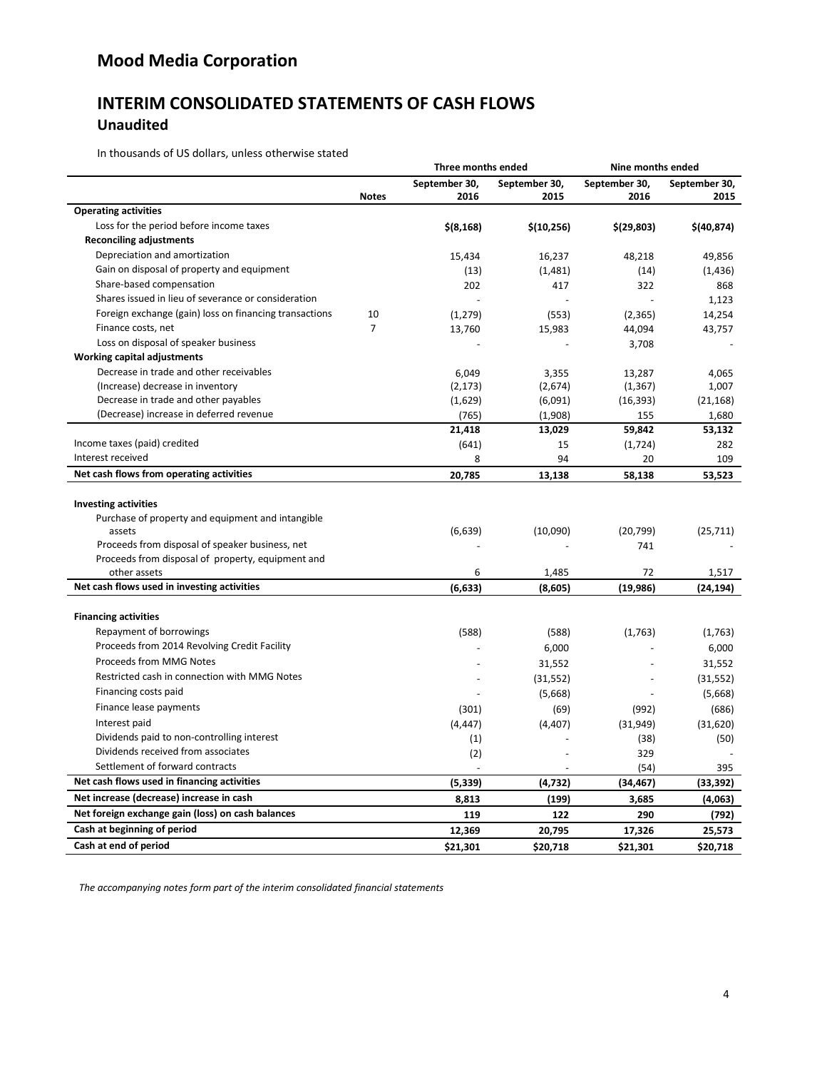# Mood Media Corporation

## INTERIM CONSOLIDATED STATEMENTS OF CASH FLOWS

### Unaudited

In thousands of US dollars, unless otherwise stated

| | | Three months ended | | Nine months ended | |
|---|---|---|---|---|---|
| | **Notes** | **September 30, 2016** | **September 30, 2015** | **September 30, 2016** | **September 30, 2015** |
| **Operating activities** | | | | | |
| Loss for the period before income taxes | | **$(8,168)** | **$(10,256)** | **$(29,803)** | **$(40,874)** |
| **Reconciling adjustments** | | | | | |
| Depreciation and amortization | | 15,434 | 16,237 | 48,218 | 49,856 |
| Gain on disposal of property and equipment | | (13) | (1,481) | (14) | (1,436) |
| Share-based compensation | | 202 | 417 | 322 | 868 |
| Shares issued in lieu of severance or consideration | | - | - | - | 1,123 |
| Foreign exchange (gain) loss on financing transactions | 10 | (1,279) | (553) | (2,365) | 14,254 |
| Finance costs, net | 7 | 13,760 | 15,983 | 44,094 | 43,757 |
| Loss on disposal of speaker business | | - | - | 3,708 | - |
| **Working capital adjustments** | | | | | |
| Decrease in trade and other receivables | | 6,049 | 3,355 | 13,287 | 4,065 |
| (Increase) decrease in inventory | | (2,173) | (2,674) | (1,367) | 1,007 |
| Decrease in trade and other payables | | (1,629) | (6,091) | (16,393) | (21,168) |
| (Decrease) increase in deferred revenue | | (765) | (1,908) | 155 | 1,680 |
| | | **21,418** | **13,029** | **59,842** | **53,132** |
| Income taxes (paid) credited | | (641) | 15 | (1,724) | 282 |
| Interest received | | 8 | 94 | 20 | 109 |
| **Net cash flows from operating activities** | | **20,785** | **13,138** | **58,138** | **53,523** |
| | | | | | |
| **Investing activities** | | | | | |
| Purchase of property and equipment and intangible assets | | (6,639) | (10,090) | (20,799) | (25,711) |
| Proceeds from disposal of speaker business, net | | - | - | 741 | - |
| Proceeds from disposal of property, equipment and other assets | | 6 | 1,485 | 72 | 1,517 |
| **Net cash flows used in investing activities** | | **(6,633)** | **(8,605)** | **(19,986)** | **(24,194)** |
| | | | | | |
| **Financing activities** | | | | | |
| Repayment of borrowings | | (588) | (588) | (1,763) | (1,763) |
| Proceeds from 2014 Revolving Credit Facility | | - | 6,000 | - | 6,000 |
| Proceeds from MMG Notes | | - | 31,552 | - | 31,552 |
| Restricted cash in connection with MMG Notes | | - | (31,552) | - | (31,552) |
| Financing costs paid | | - | (5,668) | - | (5,668) |
| Finance lease payments | | (301) | (69) | (992) | (686) |
| Interest paid | | (4,447) | (4,407) | (31,949) | (31,620) |
| Dividends paid to non-controlling interest | | (1) | - | (38) | (50) |
| Dividends received from associates | | (2) | - | 329 | - |
| Settlement of forward contracts | | - | - | (54) | 395 |
| **Net cash flows used in financing activities** | | **(5,339)** | **(4,732)** | **(34,467)** | **(33,392)** |
| **Net increase (decrease) increase in cash** | | **8,813** | **(199)** | **3,685** | **(4,063)** |
| **Net foreign exchange gain (loss) on cash balances** | | **119** | **122** | **290** | **(792)** |
| **Cash at beginning of period** | | **12,369** | **20,795** | **17,326** | **25,573** |
| **Cash at end of period** | | **$21,301** | **$20,718** | **$21,301** | **$20,718** |

*The accompanying notes form part of the interim consolidated financial statements*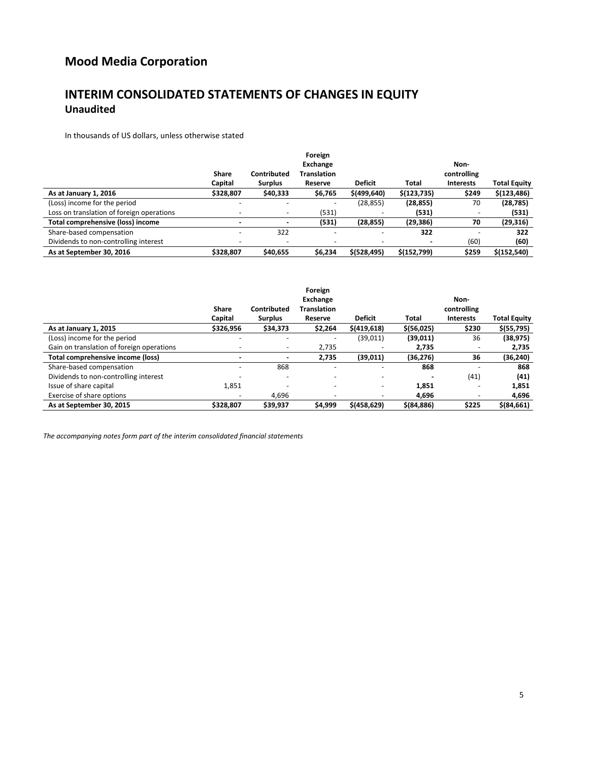# Mood Media Corporation

## INTERIM CONSOLIDATED STATEMENTS OF CHANGES IN EQUITY
### Unaudited

In thousands of US dollars, unless otherwise stated

| | Share Capital | Contributed Surplus | Foreign Exchange Translation Reserve | Deficit | Total | Non-controlling Interests | Total Equity |
|---|---|---|---|---|---|---|---|
| **As at January 1, 2016** | **$328,807** | **$40,333** | **$6,765** | **$(499,640)** | **$(123,735)** | **$249** | **$(123,486)** |
| (Loss) income for the period | - | - | - | (28,855) | **(28,855)** | 70 | **(28,785)** |
| Loss on translation of foreign operations | - | - | (531) | - | **(531)** | - | **(531)** |
| **Total comprehensive (loss) income** | **-** | **-** | **(531)** | **(28,855)** | **(29,386)** | **70** | **(29,316)** |
| Share-based compensation | - | 322 | - | - | **322** | - | **322** |
| Dividends to non-controlling interest | - | - | - | - | **-** | (60) | **(60)** |
| **As at September 30, 2016** | **$328,807** | **$40,655** | **$6,234** | **$(528,495)** | **$(152,799)** | **$259** | **$(152,540)** |

| | Share Capital | Contributed Surplus | Foreign Exchange Translation Reserve | Deficit | Total | Non-controlling Interests | Total Equity |
|---|---|---|---|---|---|---|---|
| **As at January 1, 2015** | **$326,956** | **$34,373** | **$2,264** | **$(419,618)** | **$(56,025)** | **$230** | **$(55,795)** |
| (Loss) income for the period | - | - | - | (39,011) | **(39,011)** | 36 | **(38,975)** |
| Gain on translation of foreign operations | - | - | 2,735 | - | **2,735** | - | **2,735** |
| **Total comprehensive income (loss)** | **-** | **-** | **2,735** | **(39,011)** | **(36,276)** | **36** | **(36,240)** |
| Share-based compensation | - | 868 | - | - | **868** | - | **868** |
| Dividends to non-controlling interest | - | - | - | - | **-** | (41) | **(41)** |
| Issue of share capital | 1,851 | - | - | - | **1,851** | - | **1,851** |
| Exercise of share options | - | 4,696 | - | - | **4,696** | - | **4,696** |
| **As at September 30, 2015** | **$328,807** | **$39,937** | **$4,999** | **$(458,629)** | **$(84,886)** | **$225** | **$(84,661)** |

*The accompanying notes form part of the interim consolidated financial statements*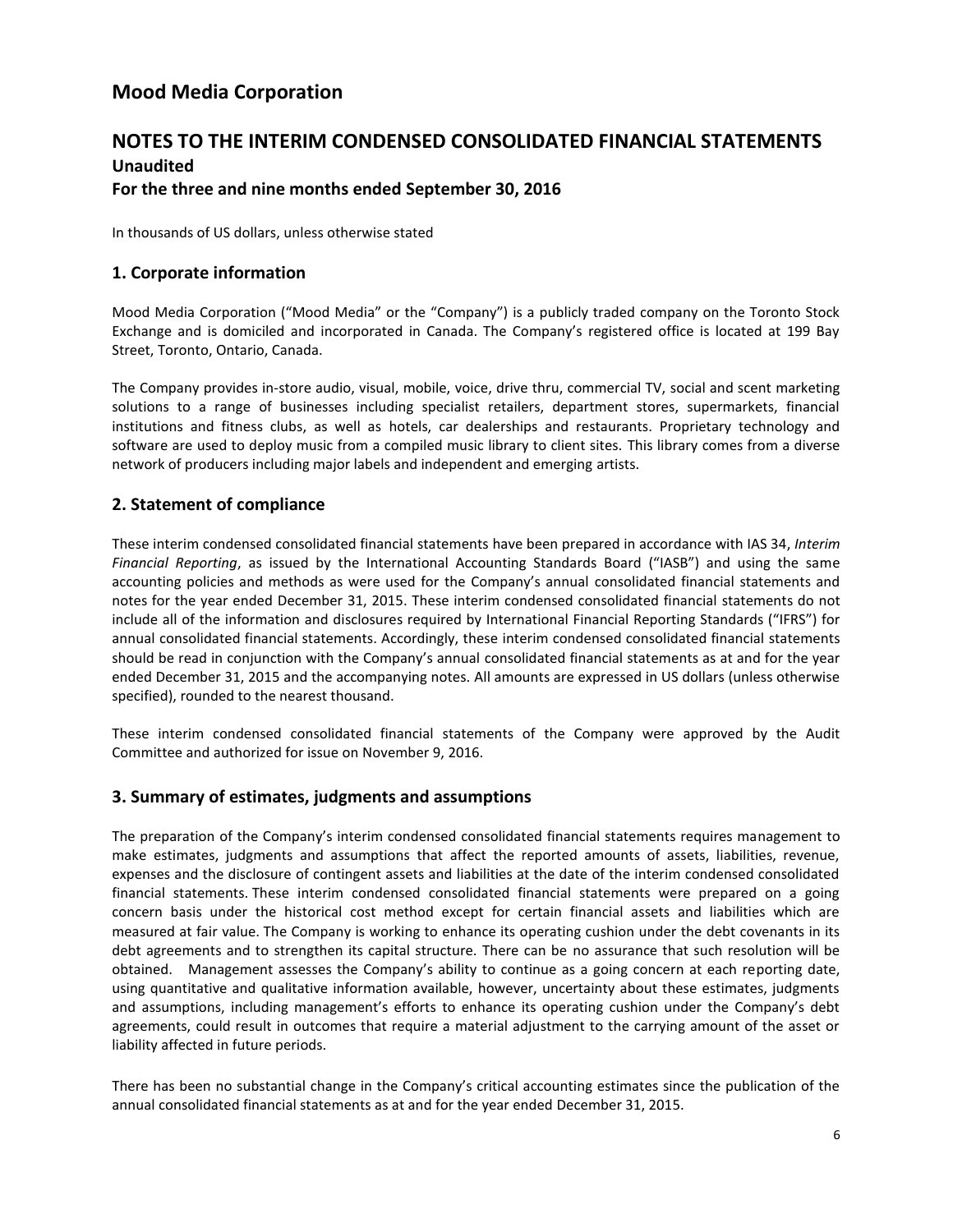# Mood Media Corporation

## NOTES TO THE INTERIM CONDENSED CONSOLIDATED FINANCIAL STATEMENTS

**Unaudited**

**For the three and nine months ended September 30, 2016**

In thousands of US dollars, unless otherwise stated

### 1. Corporate information

Mood Media Corporation ("Mood Media" or the "Company") is a publicly traded company on the Toronto Stock Exchange and is domiciled and incorporated in Canada. The Company's registered office is located at 199 Bay Street, Toronto, Ontario, Canada.

The Company provides in-store audio, visual, mobile, voice, drive thru, commercial TV, social and scent marketing solutions to a range of businesses including specialist retailers, department stores, supermarkets, financial institutions and fitness clubs, as well as hotels, car dealerships and restaurants. Proprietary technology and software are used to deploy music from a compiled music library to client sites. This library comes from a diverse network of producers including major labels and independent and emerging artists.

### 2. Statement of compliance

These interim condensed consolidated financial statements have been prepared in accordance with IAS 34, *Interim Financial Reporting*, as issued by the International Accounting Standards Board ("IASB") and using the same accounting policies and methods as were used for the Company's annual consolidated financial statements and notes for the year ended December 31, 2015. These interim condensed consolidated financial statements do not include all of the information and disclosures required by International Financial Reporting Standards ("IFRS") for annual consolidated financial statements. Accordingly, these interim condensed consolidated financial statements should be read in conjunction with the Company's annual consolidated financial statements as at and for the year ended December 31, 2015 and the accompanying notes. All amounts are expressed in US dollars (unless otherwise specified), rounded to the nearest thousand.

These interim condensed consolidated financial statements of the Company were approved by the Audit Committee and authorized for issue on November 9, 2016.

### 3. Summary of estimates, judgments and assumptions

The preparation of the Company's interim condensed consolidated financial statements requires management to make estimates, judgments and assumptions that affect the reported amounts of assets, liabilities, revenue, expenses and the disclosure of contingent assets and liabilities at the date of the interim condensed consolidated financial statements. These interim condensed consolidated financial statements were prepared on a going concern basis under the historical cost method except for certain financial assets and liabilities which are measured at fair value. The Company is working to enhance its operating cushion under the debt covenants in its debt agreements and to strengthen its capital structure. There can be no assurance that such resolution will be obtained. Management assesses the Company's ability to continue as a going concern at each reporting date, using quantitative and qualitative information available, however, uncertainty about these estimates, judgments and assumptions, including management's efforts to enhance its operating cushion under the Company's debt agreements, could result in outcomes that require a material adjustment to the carrying amount of the asset or liability affected in future periods.

There has been no substantial change in the Company's critical accounting estimates since the publication of the annual consolidated financial statements as at and for the year ended December 31, 2015.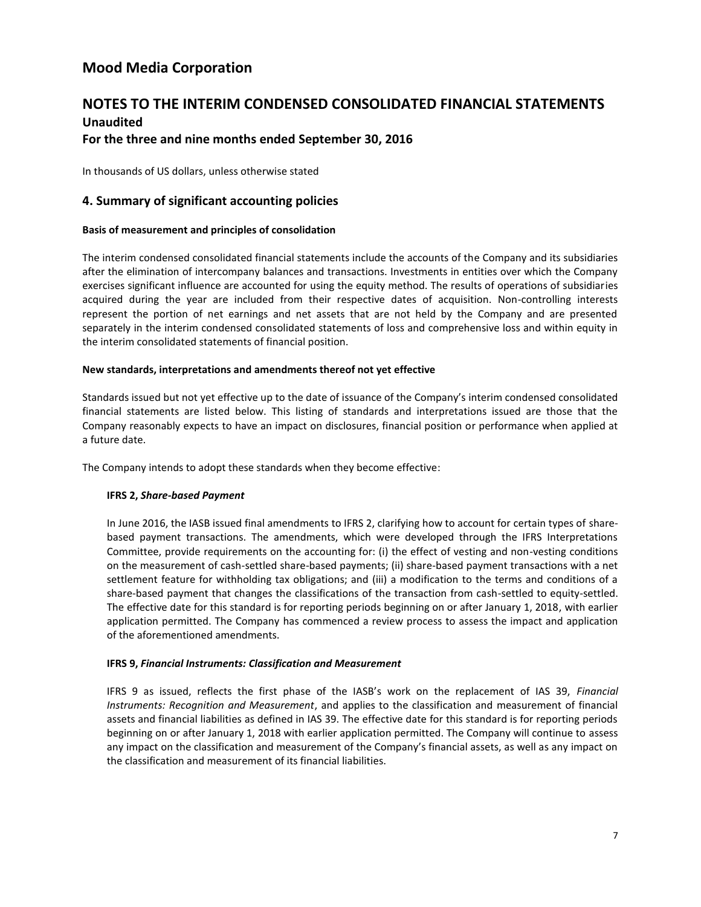# Mood Media Corporation

## NOTES TO THE INTERIM CONDENSED CONSOLIDATED FINANCIAL STATEMENTS

### Unaudited

### For the three and nine months ended September 30, 2016

In thousands of US dollars, unless otherwise stated

## 4. Summary of significant accounting policies

**Basis of measurement and principles of consolidation**

The interim condensed consolidated financial statements include the accounts of the Company and its subsidiaries after the elimination of intercompany balances and transactions. Investments in entities over which the Company exercises significant influence are accounted for using the equity method. The results of operations of subsidiaries acquired during the year are included from their respective dates of acquisition. Non-controlling interests represent the portion of net earnings and net assets that are not held by the Company and are presented separately in the interim condensed consolidated statements of loss and comprehensive loss and within equity in the interim consolidated statements of financial position.

**New standards, interpretations and amendments thereof not yet effective**

Standards issued but not yet effective up to the date of issuance of the Company's interim condensed consolidated financial statements are listed below. This listing of standards and interpretations issued are those that the Company reasonably expects to have an impact on disclosures, financial position or performance when applied at a future date.

The Company intends to adopt these standards when they become effective:

**IFRS 2, *Share-based Payment***

In June 2016, the IASB issued final amendments to IFRS 2, clarifying how to account for certain types of share-based payment transactions. The amendments, which were developed through the IFRS Interpretations Committee, provide requirements on the accounting for: (i) the effect of vesting and non-vesting conditions on the measurement of cash-settled share-based payments; (ii) share-based payment transactions with a net settlement feature for withholding tax obligations; and (iii) a modification to the terms and conditions of a share-based payment that changes the classifications of the transaction from cash-settled to equity-settled. The effective date for this standard is for reporting periods beginning on or after January 1, 2018, with earlier application permitted. The Company has commenced a review process to assess the impact and application of the aforementioned amendments.

**IFRS 9, *Financial Instruments: Classification and Measurement***

IFRS 9 as issued, reflects the first phase of the IASB's work on the replacement of IAS 39, *Financial Instruments: Recognition and Measurement*, and applies to the classification and measurement of financial assets and financial liabilities as defined in IAS 39. The effective date for this standard is for reporting periods beginning on or after January 1, 2018 with earlier application permitted. The Company will continue to assess any impact on the classification and measurement of the Company's financial assets, as well as any impact on the classification and measurement of its financial liabilities.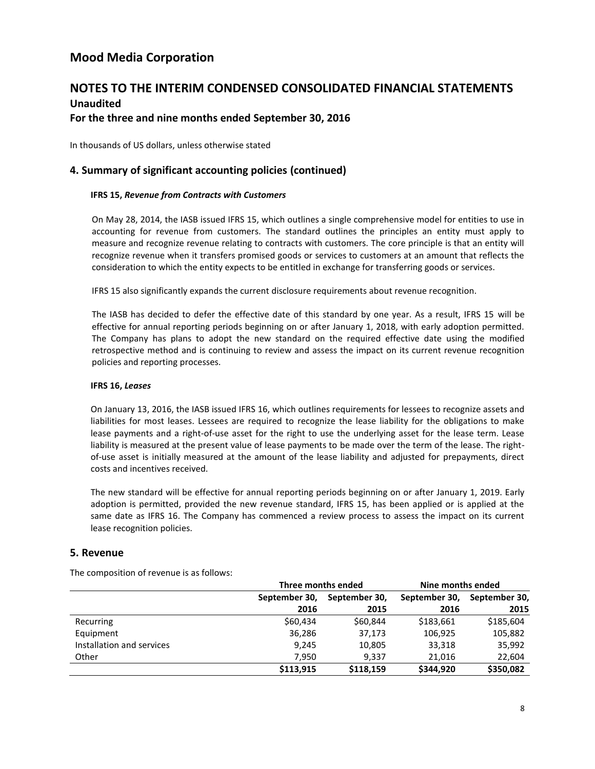# Mood Media Corporation

## NOTES TO THE INTERIM CONDENSED CONSOLIDATED FINANCIAL STATEMENTS

### Unaudited

### For the three and nine months ended September 30, 2016

In thousands of US dollars, unless otherwise stated

## 4. Summary of significant accounting policies (continued)

**IFRS 15, *Revenue from Contracts with Customers***

On May 28, 2014, the IASB issued IFRS 15, which outlines a single comprehensive model for entities to use in accounting for revenue from customers. The standard outlines the principles an entity must apply to measure and recognize revenue relating to contracts with customers. The core principle is that an entity will recognize revenue when it transfers promised goods or services to customers at an amount that reflects the consideration to which the entity expects to be entitled in exchange for transferring goods or services.

IFRS 15 also significantly expands the current disclosure requirements about revenue recognition.

The IASB has decided to defer the effective date of this standard by one year. As a result, IFRS 15 will be effective for annual reporting periods beginning on or after January 1, 2018, with early adoption permitted. The Company has plans to adopt the new standard on the required effective date using the modified retrospective method and is continuing to review and assess the impact on its current revenue recognition policies and reporting processes.

**IFRS 16, *Leases***

On January 13, 2016, the IASB issued IFRS 16, which outlines requirements for lessees to recognize assets and liabilities for most leases. Lessees are required to recognize the lease liability for the obligations to make lease payments and a right-of-use asset for the right to use the underlying asset for the lease term. Lease liability is measured at the present value of lease payments to be made over the term of the lease. The right-of-use asset is initially measured at the amount of the lease liability and adjusted for prepayments, direct costs and incentives received.

The new standard will be effective for annual reporting periods beginning on or after January 1, 2019. Early adoption is permitted, provided the new revenue standard, IFRS 15, has been applied or is applied at the same date as IFRS 16. The Company has commenced a review process to assess the impact on its current lease recognition policies.

## 5. Revenue

The composition of revenue is as follows:

| | Three months ended | | Nine months ended | |
|---|---|---|---|---|
| | September 30, 2016 | September 30, 2015 | September 30, 2016 | September 30, 2015 |
| Recurring | $60,434 | $60,844 | $183,661 | $185,604 |
| Equipment | 36,286 | 37,173 | 106,925 | 105,882 |
| Installation and services | 9,245 | 10,805 | 33,318 | 35,992 |
| Other | 7,950 | 9,337 | 21,016 | 22,604 |
| | **$113,915** | **$118,159** | **$344,920** | **$350,082** |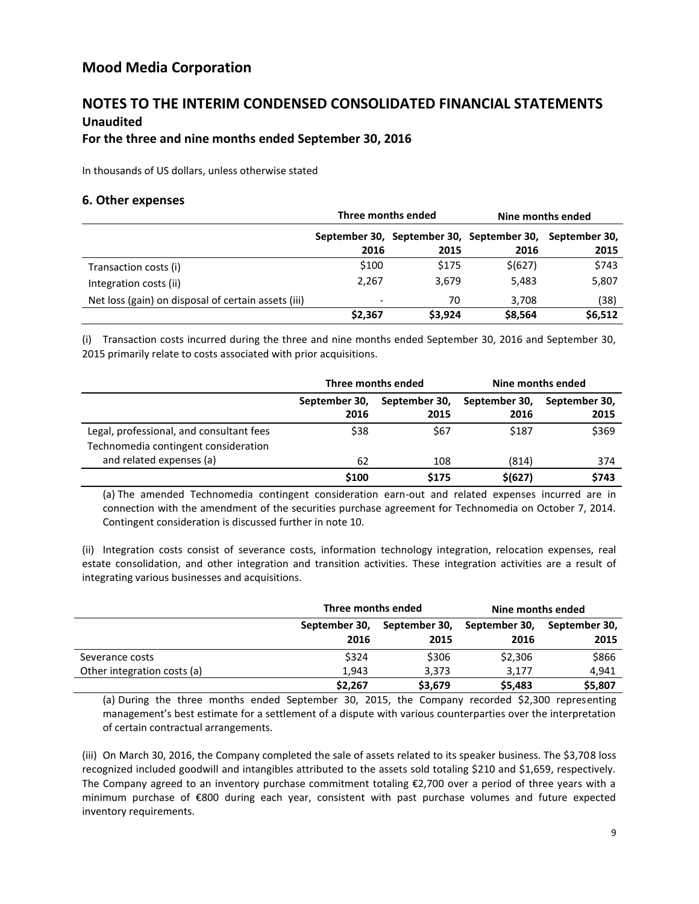# Mood Media Corporation

## NOTES TO THE INTERIM CONDENSED CONSOLIDATED FINANCIAL STATEMENTS

### Unaudited

### For the three and nine months ended September 30, 2016

In thousands of US dollars, unless otherwise stated

### 6. Other expenses

| | Three months ended | | Nine months ended | |
|---|---|---|---|---|
| | September 30, 2016 | September 30, 2015 | September 30, 2016 | September 30, 2015 |
| Transaction costs (i) | $100 | $175 | $(627) | $743 |
| Integration costs (ii) | 2,267 | 3,679 | 5,483 | 5,807 |
| Net loss (gain) on disposal of certain assets (iii) | - | 70 | 3,708 | (38) |
| | **$2,367** | **$3,924** | **$8,564** | **$6,512** |

(i) Transaction costs incurred during the three and nine months ended September 30, 2016 and September 30, 2015 primarily relate to costs associated with prior acquisitions.

| | Three months ended | | Nine months ended | |
|---|---|---|---|---|
| | September 30, 2016 | September 30, 2015 | September 30, 2016 | September 30, 2015 |
| Legal, professional, and consultant fees | $38 | $67 | $187 | $369 |
| Technomedia contingent consideration and related expenses (a) | 62 | 108 | (814) | 374 |
| | **$100** | **$175** | **$(627)** | **$743** |

(a) The amended Technomedia contingent consideration earn-out and related expenses incurred are in connection with the amendment of the securities purchase agreement for Technomedia on October 7, 2014. Contingent consideration is discussed further in note 10.

(ii) Integration costs consist of severance costs, information technology integration, relocation expenses, real estate consolidation, and other integration and transition activities. These integration activities are a result of integrating various businesses and acquisitions.

| | Three months ended | | Nine months ended | |
|---|---|---|---|---|
| | September 30, 2016 | September 30, 2015 | September 30, 2016 | September 30, 2015 |
| Severance costs | $324 | $306 | $2,306 | $866 |
| Other integration costs (a) | 1,943 | 3,373 | 3,177 | 4,941 |
| | **$2,267** | **$3,679** | **$5,483** | **$5,807** |

(a) During the three months ended September 30, 2015, the Company recorded $2,300 representing management's best estimate for a settlement of a dispute with various counterparties over the interpretation of certain contractual arrangements.

(iii) On March 30, 2016, the Company completed the sale of assets related to its speaker business. The $3,708 loss recognized included goodwill and intangibles attributed to the assets sold totaling $210 and $1,659, respectively. The Company agreed to an inventory purchase commitment totaling €2,700 over a period of three years with a minimum purchase of €800 during each year, consistent with past purchase volumes and future expected inventory requirements.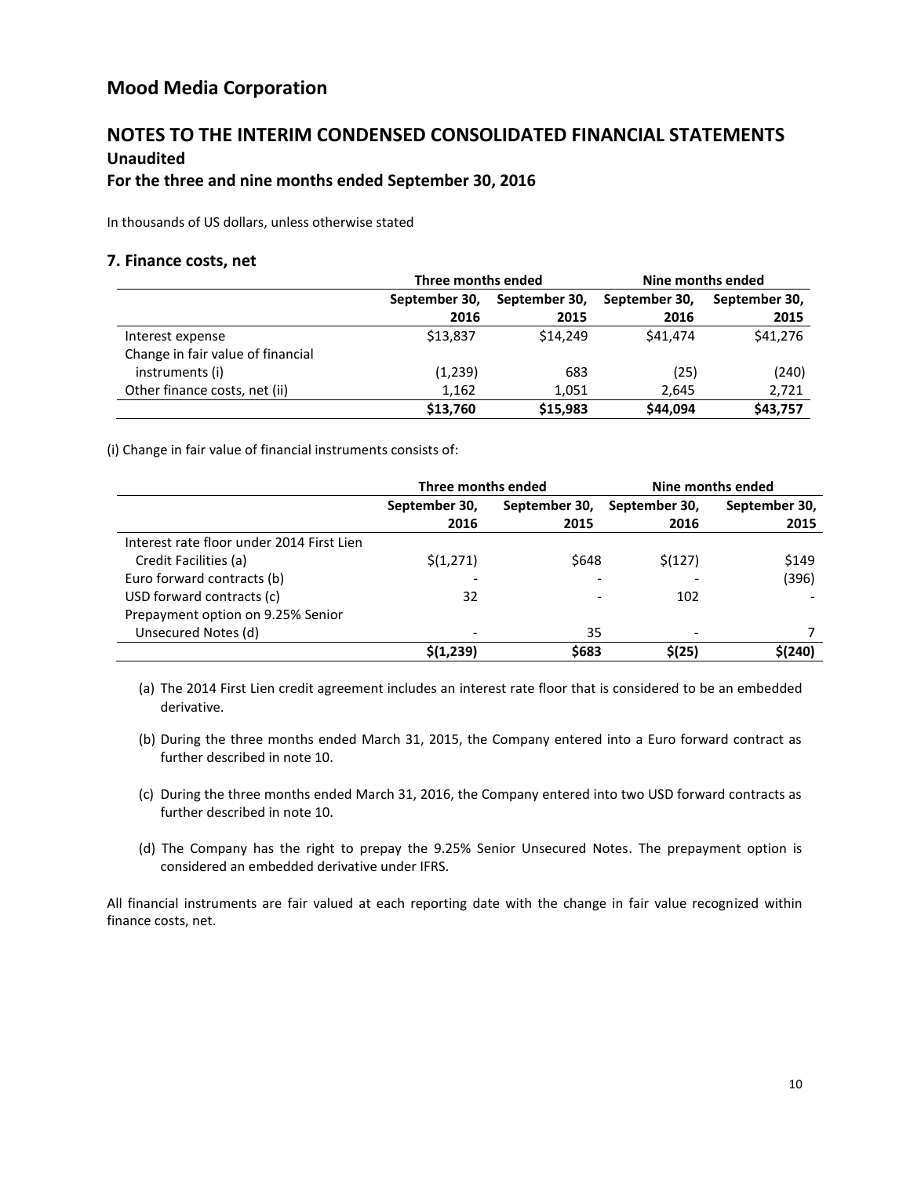# Mood Media Corporation

## NOTES TO THE INTERIM CONDENSED CONSOLIDATED FINANCIAL STATEMENTS

### Unaudited

### For the three and nine months ended September 30, 2016

In thousands of US dollars, unless otherwise stated

### 7. Finance costs, net

| | Three months ended | | Nine months ended | |
|---|---|---|---|---|
| | September 30, 2016 | September 30, 2015 | September 30, 2016 | September 30, 2015 |
| Interest expense | $13,837 | $14,249 | $41,474 | $41,276 |
| Change in fair value of financial instruments (i) | (1,239) | 683 | (25) | (240) |
| Other finance costs, net (ii) | 1,162 | 1,051 | 2,645 | 2,721 |
| | **$13,760** | **$15,983** | **$44,094** | **$43,757** |

(i) Change in fair value of financial instruments consists of:

| | Three months ended | | Nine months ended | |
|---|---|---|---|---|
| | September 30, 2016 | September 30, 2015 | September 30, 2016 | September 30, 2015 |
| Interest rate floor under 2014 First Lien Credit Facilities (a) | $(1,271) | $648 | $(127) | $149 |
| Euro forward contracts (b) | - | - | - | (396) |
| USD forward contracts (c) | 32 | - | 102 | - |
| Prepayment option on 9.25% Senior Unsecured Notes (d) | - | 35 | - | 7 |
| | **$(1,239)** | **$683** | **$(25)** | **$(240)** |

(a) The 2014 First Lien credit agreement includes an interest rate floor that is considered to be an embedded derivative.

(b) During the three months ended March 31, 2015, the Company entered into a Euro forward contract as further described in note 10.

(c) During the three months ended March 31, 2016, the Company entered into two USD forward contracts as further described in note 10.

(d) The Company has the right to prepay the 9.25% Senior Unsecured Notes. The prepayment option is considered an embedded derivative under IFRS.

All financial instruments are fair valued at each reporting date with the change in fair value recognized within finance costs, net.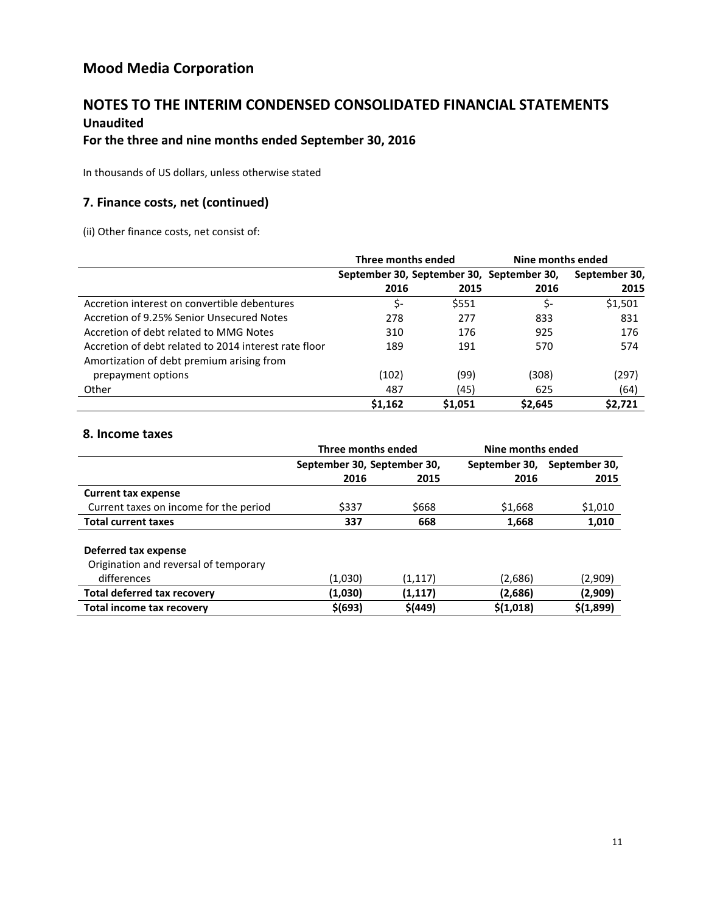# Mood Media Corporation

## NOTES TO THE INTERIM CONDENSED CONSOLIDATED FINANCIAL STATEMENTS

### Unaudited

### For the three and nine months ended September 30, 2016

In thousands of US dollars, unless otherwise stated

### 7. Finance costs, net (continued)

(ii) Other finance costs, net consist of:

| | Three months ended | | Nine months ended | |
|---|---|---|---|---|
| | September 30, 2016 | September 30, 2015 | September 30, 2016 | September 30, 2015 |
| Accretion interest on convertible debentures | $- | $551 | $- | $1,501 |
| Accretion of 9.25% Senior Unsecured Notes | 278 | 277 | 833 | 831 |
| Accretion of debt related to MMG Notes | 310 | 176 | 925 | 176 |
| Accretion of debt related to 2014 interest rate floor | 189 | 191 | 570 | 574 |
| Amortization of debt premium arising from prepayment options | (102) | (99) | (308) | (297) |
| Other | 487 | (45) | 625 | (64) |
| | **$1,162** | **$1,051** | **$2,645** | **$2,721** |

### 8. Income taxes

| | Three months ended | | Nine months ended | |
|---|---|---|---|---|
| | September 30, 2016 | September 30, 2015 | September 30, 2016 | September 30, 2015 |
| **Current tax expense** | | | | |
| Current taxes on income for the period | $337 | $668 | $1,668 | $1,010 |
| **Total current taxes** | **337** | **668** | **1,668** | **1,010** |
| | | | | |
| **Deferred tax expense** | | | | |
| Origination and reversal of temporary differences | (1,030) | (1,117) | (2,686) | (2,909) |
| **Total deferred tax recovery** | **(1,030)** | **(1,117)** | **(2,686)** | **(2,909)** |
| **Total income tax recovery** | **$(693)** | **$(449)** | **$(1,018)** | **$(1,899)** |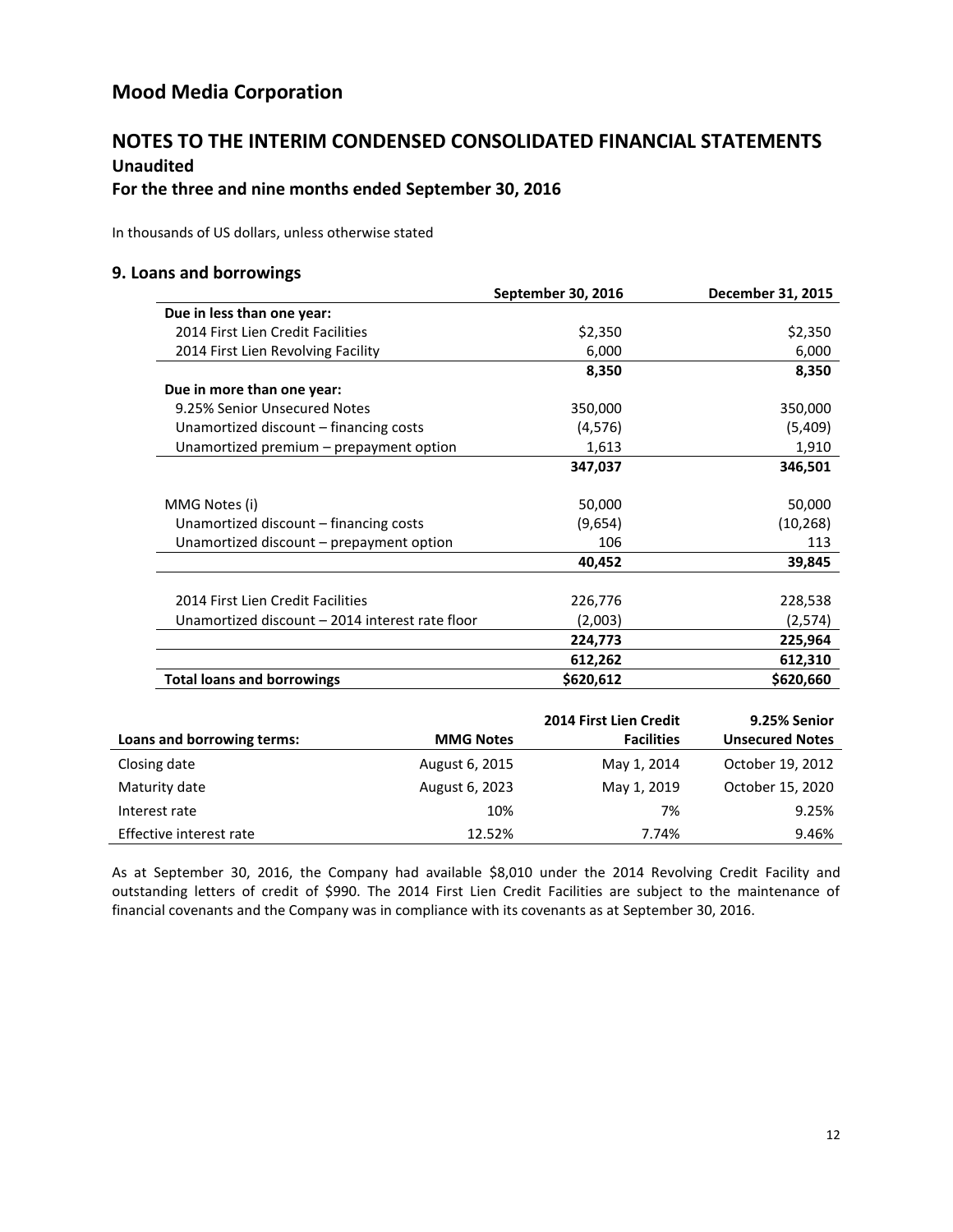# Mood Media Corporation

## NOTES TO THE INTERIM CONDENSED CONSOLIDATED FINANCIAL STATEMENTS

### Unaudited

### For the three and nine months ended September 30, 2016

In thousands of US dollars, unless otherwise stated

## 9. Loans and borrowings

| | September 30, 2016 | December 31, 2015 |
|---|---|---|
| **Due in less than one year:** | | |
| 2014 First Lien Credit Facilities | $2,350 | $2,350 |
| 2014 First Lien Revolving Facility | 6,000 | 6,000 |
| | **8,350** | **8,350** |
| **Due in more than one year:** | | |
| 9.25% Senior Unsecured Notes | 350,000 | 350,000 |
| Unamortized discount – financing costs | (4,576) | (5,409) |
| Unamortized premium – prepayment option | 1,613 | 1,910 |
| | **347,037** | **346,501** |
| MMG Notes (i) | 50,000 | 50,000 |
| Unamortized discount – financing costs | (9,654) | (10,268) |
| Unamortized discount – prepayment option | 106 | 113 |
| | **40,452** | **39,845** |
| 2014 First Lien Credit Facilities | 226,776 | 228,538 |
| Unamortized discount – 2014 interest rate floor | (2,003) | (2,574) |
| | **224,773** | **225,964** |
| | **612,262** | **612,310** |
| **Total loans and borrowings** | **$620,612** | **$620,660** |

| Loans and borrowing terms: | MMG Notes | 2014 First Lien Credit Facilities | 9.25% Senior Unsecured Notes |
|---|---|---|---|
| Closing date | August 6, 2015 | May 1, 2014 | October 19, 2012 |
| Maturity date | August 6, 2023 | May 1, 2019 | October 15, 2020 |
| Interest rate | 10% | 7% | 9.25% |
| Effective interest rate | 12.52% | 7.74% | 9.46% |

As at September 30, 2016, the Company had available $8,010 under the 2014 Revolving Credit Facility and outstanding letters of credit of $990. The 2014 First Lien Credit Facilities are subject to the maintenance of financial covenants and the Company was in compliance with its covenants as at September 30, 2016.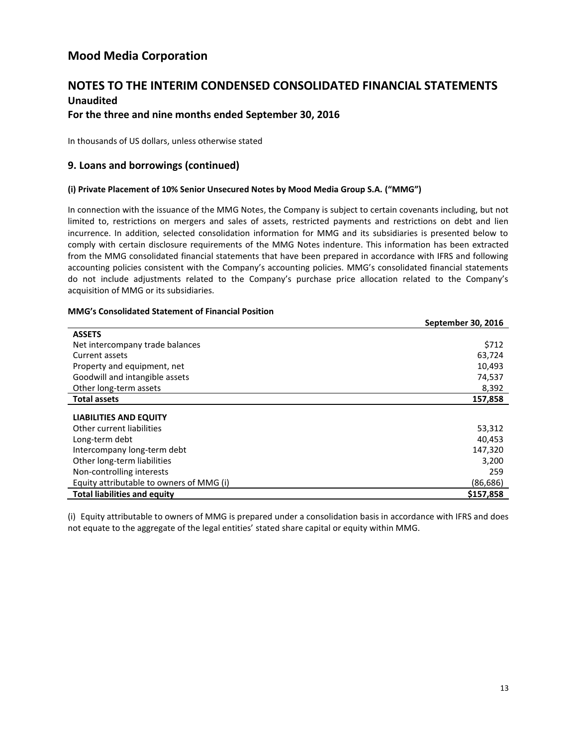# Mood Media Corporation

## NOTES TO THE INTERIM CONDENSED CONSOLIDATED FINANCIAL STATEMENTS

### Unaudited

### For the three and nine months ended September 30, 2016

In thousands of US dollars, unless otherwise stated

## 9. Loans and borrowings (continued)

**(i) Private Placement of 10% Senior Unsecured Notes by Mood Media Group S.A. ("MMG")**

In connection with the issuance of the MMG Notes, the Company is subject to certain covenants including, but not limited to, restrictions on mergers and sales of assets, restricted payments and restrictions on debt and lien incurrence. In addition, selected consolidation information for MMG and its subsidiaries is presented below to comply with certain disclosure requirements of the MMG Notes indenture. This information has been extracted from the MMG consolidated financial statements that have been prepared in accordance with IFRS and following accounting policies consistent with the Company's accounting policies. MMG's consolidated financial statements do not include adjustments related to the Company's purchase price allocation related to the Company's acquisition of MMG or its subsidiaries.

**MMG's Consolidated Statement of Financial Position**

| | September 30, 2016 |
|---|---|
| **ASSETS** | |
| Net intercompany trade balances | $712 |
| Current assets | 63,724 |
| Property and equipment, net | 10,493 |
| Goodwill and intangible assets | 74,537 |
| Other long-term assets | 8,392 |
| **Total assets** | **157,858** |
| **LIABILITIES AND EQUITY** | |
| Other current liabilities | 53,312 |
| Long-term debt | 40,453 |
| Intercompany long-term debt | 147,320 |
| Other long-term liabilities | 3,200 |
| Non-controlling interests | 259 |
| Equity attributable to owners of MMG (i) | (86,686) |
| **Total liabilities and equity** | **$157,858** |

(i) Equity attributable to owners of MMG is prepared under a consolidation basis in accordance with IFRS and does not equate to the aggregate of the legal entities' stated share capital or equity within MMG.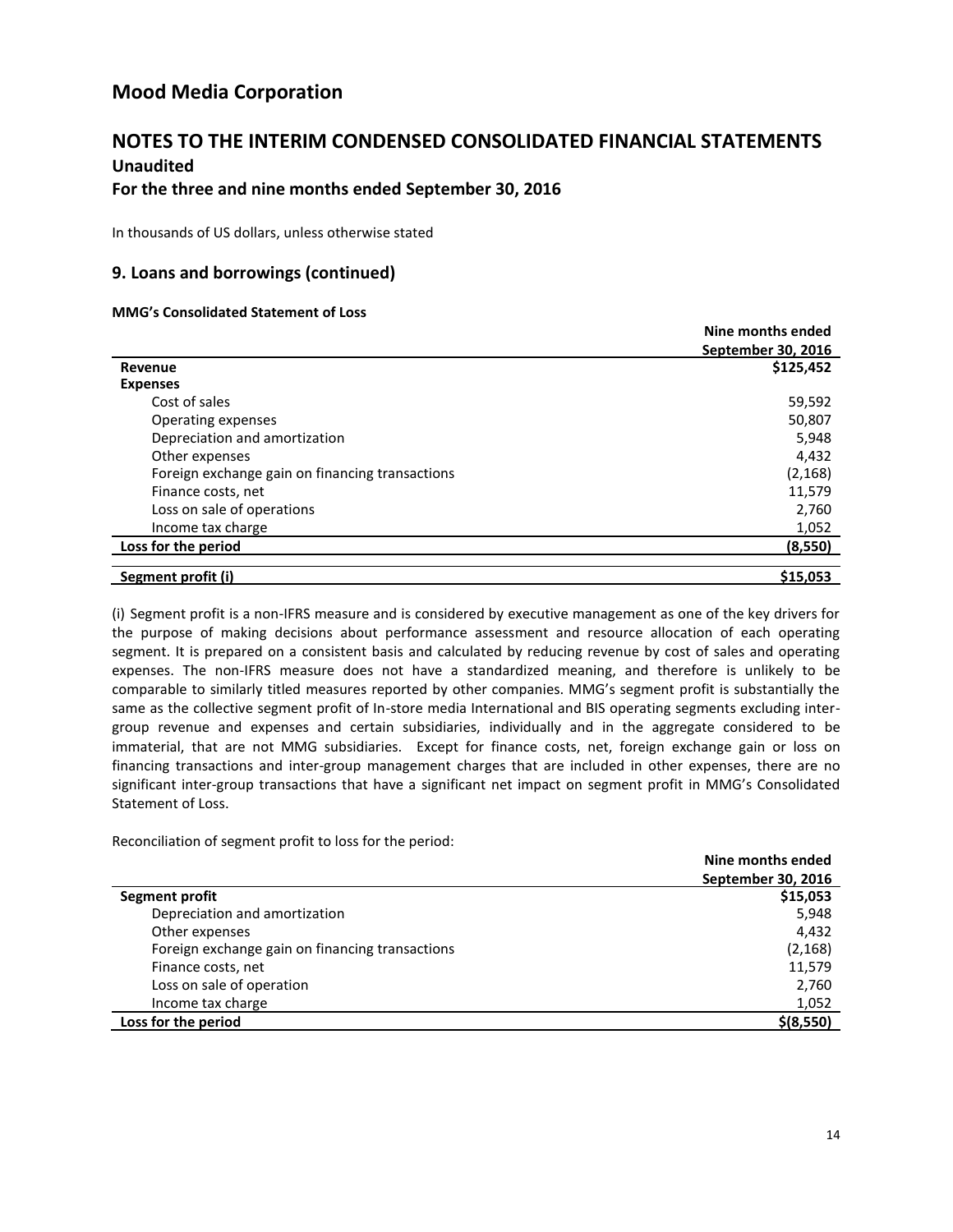# Mood Media Corporation

## NOTES TO THE INTERIM CONDENSED CONSOLIDATED FINANCIAL STATEMENTS

### Unaudited

### For the three and nine months ended September 30, 2016

In thousands of US dollars, unless otherwise stated

### 9. Loans and borrowings (continued)

**MMG's Consolidated Statement of Loss**

| | Nine months ended September 30, 2016 |
|---|---|
| **Revenue** | **$125,452** |
| **Expenses** | |
| Cost of sales | 59,592 |
| Operating expenses | 50,807 |
| Depreciation and amortization | 5,948 |
| Other expenses | 4,432 |
| Foreign exchange gain on financing transactions | (2,168) |
| Finance costs, net | 11,579 |
| Loss on sale of operations | 2,760 |
| Income tax charge | 1,052 |
| **Loss for the period** | **(8,550)** |
| **Segment profit (i)** | **$15,053** |

(i) Segment profit is a non-IFRS measure and is considered by executive management as one of the key drivers for the purpose of making decisions about performance assessment and resource allocation of each operating segment. It is prepared on a consistent basis and calculated by reducing revenue by cost of sales and operating expenses. The non-IFRS measure does not have a standardized meaning, and therefore is unlikely to be comparable to similarly titled measures reported by other companies. MMG's segment profit is substantially the same as the collective segment profit of In-store media International and BIS operating segments excluding inter-group revenue and expenses and certain subsidiaries, individually and in the aggregate considered to be immaterial, that are not MMG subsidiaries. Except for finance costs, net, foreign exchange gain or loss on financing transactions and inter-group management charges that are included in other expenses, there are no significant inter-group transactions that have a significant net impact on segment profit in MMG's Consolidated Statement of Loss.

Reconciliation of segment profit to loss for the period:

| | Nine months ended September 30, 2016 |
|---|---|
| **Segment profit** | **$15,053** |
| Depreciation and amortization | 5,948 |
| Other expenses | 4,432 |
| Foreign exchange gain on financing transactions | (2,168) |
| Finance costs, net | 11,579 |
| Loss on sale of operation | 2,760 |
| Income tax charge | 1,052 |
| **Loss for the period** | **$(8,550)** |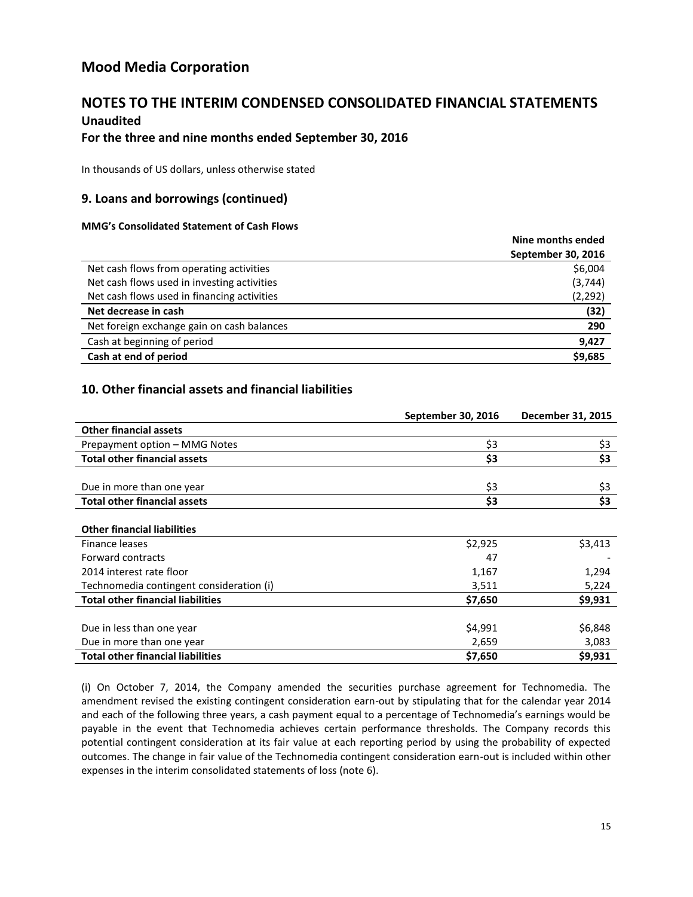# Mood Media Corporation

## NOTES TO THE INTERIM CONDENSED CONSOLIDATED FINANCIAL STATEMENTS

### Unaudited

### For the three and nine months ended September 30, 2016

In thousands of US dollars, unless otherwise stated

### 9. Loans and borrowings (continued)

**MMG's Consolidated Statement of Cash Flows**

| | Nine months ended September 30, 2016 |
|---|---|
| Net cash flows from operating activities | $6,004 |
| Net cash flows used in investing activities | (3,744) |
| Net cash flows used in financing activities | (2,292) |
| **Net decrease in cash** | **(32)** |
| Net foreign exchange gain on cash balances | **290** |
| Cash at beginning of period | **9,427** |
| **Cash at end of period** | **$9,685** |

### 10. Other financial assets and financial liabilities

| | September 30, 2016 | December 31, 2015 |
|---|---|---|
| **Other financial assets** | | |
| Prepayment option – MMG Notes | $3 | $3 |
| **Total other financial assets** | **$3** | **$3** |
| | | |
| Due in more than one year | $3 | $3 |
| **Total other financial assets** | **$3** | **$3** |
| | | |
| **Other financial liabilities** | | |
| Finance leases | $2,925 | $3,413 |
| Forward contracts | 47 | - |
| 2014 interest rate floor | 1,167 | 1,294 |
| Technomedia contingent consideration (i) | 3,511 | 5,224 |
| **Total other financial liabilities** | **$7,650** | **$9,931** |
| | | |
| Due in less than one year | $4,991 | $6,848 |
| Due in more than one year | 2,659 | 3,083 |
| **Total other financial liabilities** | **$7,650** | **$9,931** |

(i) On October 7, 2014, the Company amended the securities purchase agreement for Technomedia. The amendment revised the existing contingent consideration earn-out by stipulating that for the calendar year 2014 and each of the following three years, a cash payment equal to a percentage of Technomedia's earnings would be payable in the event that Technomedia achieves certain performance thresholds. The Company records this potential contingent consideration at its fair value at each reporting period by using the probability of expected outcomes. The change in fair value of the Technomedia contingent consideration earn-out is included within other expenses in the interim consolidated statements of loss (note 6).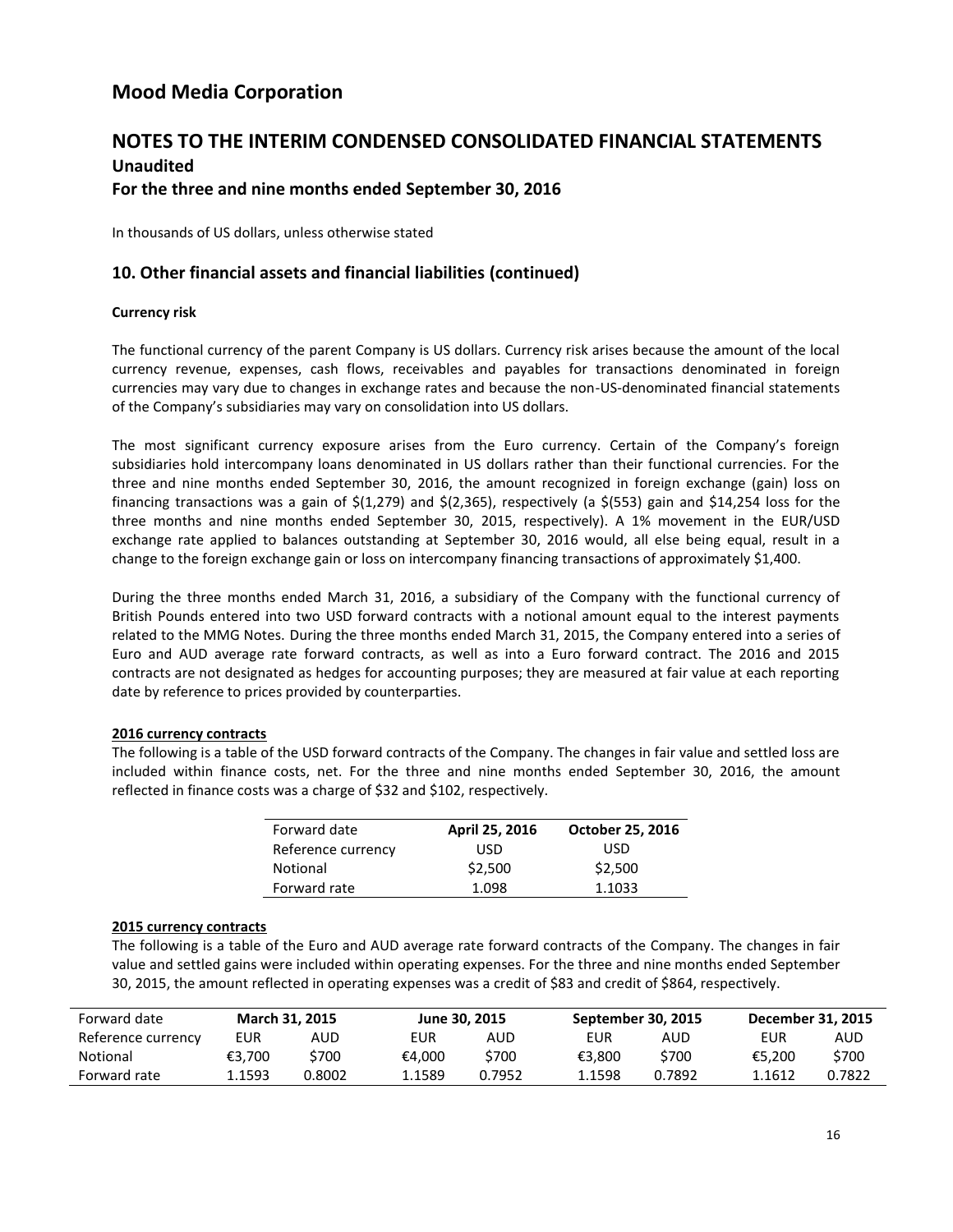# Mood Media Corporation

## NOTES TO THE INTERIM CONDENSED CONSOLIDATED FINANCIAL STATEMENTS

### Unaudited

### For the three and nine months ended September 30, 2016

In thousands of US dollars, unless otherwise stated

## 10. Other financial assets and financial liabilities (continued)

**Currency risk**

The functional currency of the parent Company is US dollars. Currency risk arises because the amount of the local currency revenue, expenses, cash flows, receivables and payables for transactions denominated in foreign currencies may vary due to changes in exchange rates and because the non-US-denominated financial statements of the Company's subsidiaries may vary on consolidation into US dollars.

The most significant currency exposure arises from the Euro currency. Certain of the Company's foreign subsidiaries hold intercompany loans denominated in US dollars rather than their functional currencies. For the three and nine months ended September 30, 2016, the amount recognized in foreign exchange (gain) loss on financing transactions was a gain of $(1,279) and $(2,365), respectively (a $(553) gain and $14,254 loss for the three months and nine months ended September 30, 2015, respectively). A 1% movement in the EUR/USD exchange rate applied to balances outstanding at September 30, 2016 would, all else being equal, result in a change to the foreign exchange gain or loss on intercompany financing transactions of approximately $1,400.

During the three months ended March 31, 2016, a subsidiary of the Company with the functional currency of British Pounds entered into two USD forward contracts with a notional amount equal to the interest payments related to the MMG Notes. During the three months ended March 31, 2015, the Company entered into a series of Euro and AUD average rate forward contracts, as well as into a Euro forward contract. The 2016 and 2015 contracts are not designated as hedges for accounting purposes; they are measured at fair value at each reporting date by reference to prices provided by counterparties.

**2016 currency contracts**

The following is a table of the USD forward contracts of the Company. The changes in fair value and settled loss are included within finance costs, net. For the three and nine months ended September 30, 2016, the amount reflected in finance costs was a charge of $32 and $102, respectively.

| Forward date | April 25, 2016 | October 25, 2016 |
|---|---|---|
| Reference currency | USD | USD |
| Notional | $2,500 | $2,500 |
| Forward rate | 1.098 | 1.1033 |

**2015 currency contracts**

The following is a table of the Euro and AUD average rate forward contracts of the Company. The changes in fair value and settled gains were included within operating expenses. For the three and nine months ended September 30, 2015, the amount reflected in operating expenses was a credit of $83 and credit of $864, respectively.

| Forward date | March 31, 2015 | | June 30, 2015 | | September 30, 2015 | | December 31, 2015 | |
|---|---|---|---|---|---|---|---|---|
| Reference currency | EUR | AUD | EUR | AUD | EUR | AUD | EUR | AUD |
| Notional | €3,700 | $700 | €4,000 | $700 | €3,800 | $700 | €5,200 | $700 |
| Forward rate | 1.1593 | 0.8002 | 1.1589 | 0.7952 | 1.1598 | 0.7892 | 1.1612 | 0.7822 |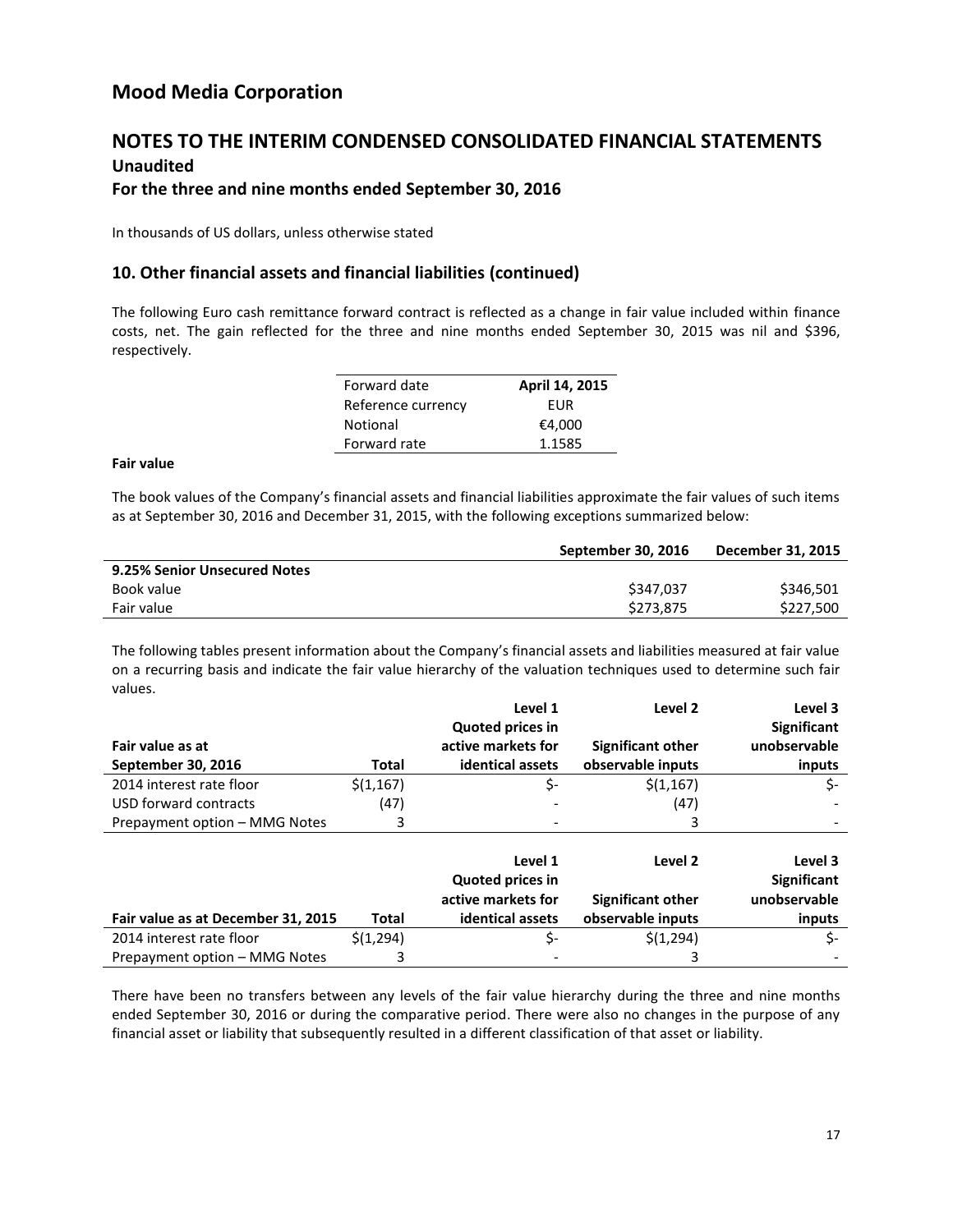# Mood Media Corporation

## NOTES TO THE INTERIM CONDENSED CONSOLIDATED FINANCIAL STATEMENTS

### Unaudited

### For the three and nine months ended September 30, 2016

In thousands of US dollars, unless otherwise stated

### 10. Other financial assets and financial liabilities (continued)

The following Euro cash remittance forward contract is reflected as a change in fair value included within finance costs, net. The gain reflected for the three and nine months ended September 30, 2015 was nil and $396, respectively.

| Forward date | April 14, 2015 |
|---|---|
| Reference currency | EUR |
| Notional | €4,000 |
| Forward rate | 1.1585 |

**Fair value**

The book values of the Company's financial assets and financial liabilities approximate the fair values of such items as at September 30, 2016 and December 31, 2015, with the following exceptions summarized below:

| | September 30, 2016 | December 31, 2015 |
|---|---|---|
| **9.25% Senior Unsecured Notes** | | |
| Book value | $347,037 | $346,501 |
| Fair value | $273,875 | $227,500 |

The following tables present information about the Company's financial assets and liabilities measured at fair value on a recurring basis and indicate the fair value hierarchy of the valuation techniques used to determine such fair values.

| Fair value as at September 30, 2016 | Total | Level 1 Quoted prices in active markets for identical assets | Level 2 Significant other observable inputs | Level 3 Significant unobservable inputs |
|---|---|---|---|---|
| 2014 interest rate floor | $(1,167) | $- | $(1,167) | $- |
| USD forward contracts | (47) | - | (47) | - |
| Prepayment option – MMG Notes | 3 | - | 3 | - |

| Fair value as at December 31, 2015 | Total | Level 1 Quoted prices in active markets for identical assets | Level 2 Significant other observable inputs | Level 3 Significant unobservable inputs |
|---|---|---|---|---|
| 2014 interest rate floor | $(1,294) | $- | $(1,294) | $- |
| Prepayment option – MMG Notes | 3 | - | 3 | - |

There have been no transfers between any levels of the fair value hierarchy during the three and nine months ended September 30, 2016 or during the comparative period. There were also no changes in the purpose of any financial asset or liability that subsequently resulted in a different classification of that asset or liability.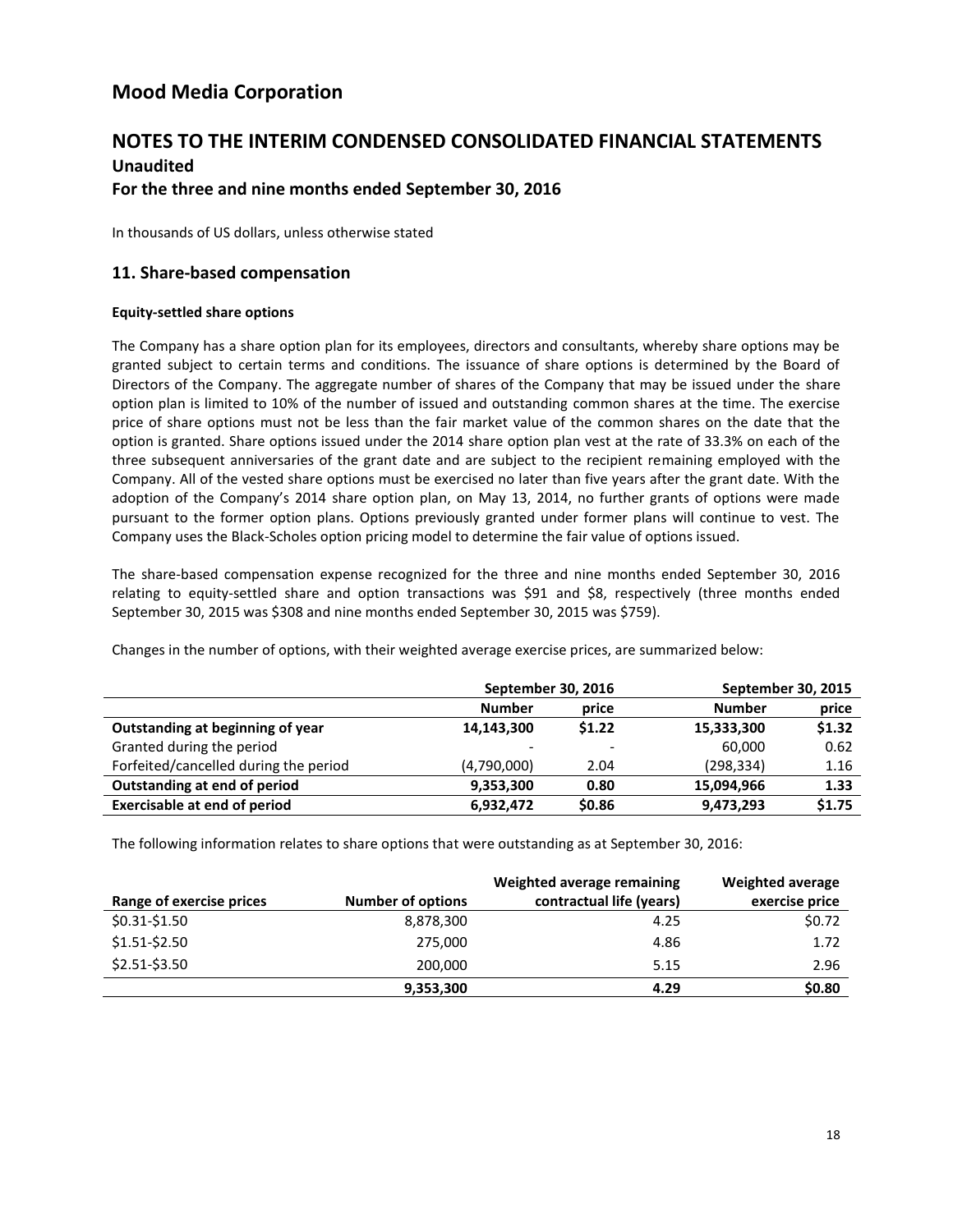# Mood Media Corporation

## NOTES TO THE INTERIM CONDENSED CONSOLIDATED FINANCIAL STATEMENTS

### Unaudited

### For the three and nine months ended September 30, 2016

In thousands of US dollars, unless otherwise stated

## 11. Share-based compensation

**Equity-settled share options**

The Company has a share option plan for its employees, directors and consultants, whereby share options may be granted subject to certain terms and conditions. The issuance of share options is determined by the Board of Directors of the Company. The aggregate number of shares of the Company that may be issued under the share option plan is limited to 10% of the number of issued and outstanding common shares at the time. The exercise price of share options must not be less than the fair market value of the common shares on the date that the option is granted. Share options issued under the 2014 share option plan vest at the rate of 33.3% on each of the three subsequent anniversaries of the grant date and are subject to the recipient remaining employed with the Company. All of the vested share options must be exercised no later than five years after the grant date. With the adoption of the Company's 2014 share option plan, on May 13, 2014, no further grants of options were made pursuant to the former option plans. Options previously granted under former plans will continue to vest. The Company uses the Black-Scholes option pricing model to determine the fair value of options issued.

The share-based compensation expense recognized for the three and nine months ended September 30, 2016 relating to equity-settled share and option transactions was $91 and $8, respectively (three months ended September 30, 2015 was $308 and nine months ended September 30, 2015 was $759).

Changes in the number of options, with their weighted average exercise prices, are summarized below:

| | September 30, 2016 | | September 30, 2015 | |
|---|---|---|---|---|
| | **Number** | **price** | **Number** | **price** |
| **Outstanding at beginning of year** | **14,143,300** | **$1.22** | **15,333,300** | **$1.32** |
| Granted during the period | - | - | 60,000 | 0.62 |
| Forfeited/cancelled during the period | (4,790,000) | 2.04 | (298,334) | 1.16 |
| **Outstanding at end of period** | **9,353,300** | **0.80** | **15,094,966** | **1.33** |
| **Exercisable at end of period** | **6,932,472** | **$0.86** | **9,473,293** | **$1.75** |

The following information relates to share options that were outstanding as at September 30, 2016:

| Range of exercise prices | Number of options | Weighted average remaining contractual life (years) | Weighted average exercise price |
|---|---|---|---|
| $0.31-$1.50 | 8,878,300 | 4.25 | $0.72 |
| $1.51-$2.50 | 275,000 | 4.86 | 1.72 |
| $2.51-$3.50 | 200,000 | 5.15 | 2.96 |
| | **9,353,300** | **4.29** | **$0.80** |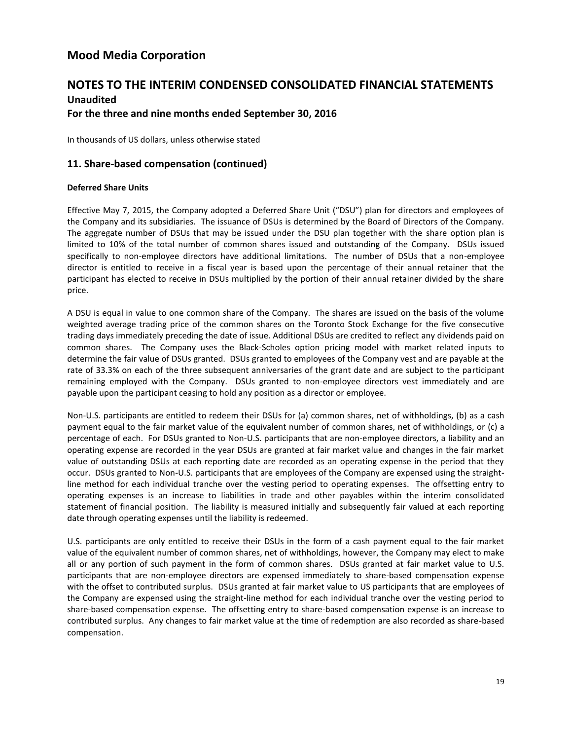# Mood Media Corporation

## NOTES TO THE INTERIM CONDENSED CONSOLIDATED FINANCIAL STATEMENTS

### Unaudited

### For the three and nine months ended September 30, 2016

In thousands of US dollars, unless otherwise stated

## 11. Share-based compensation (continued)

**Deferred Share Units**

Effective May 7, 2015, the Company adopted a Deferred Share Unit ("DSU") plan for directors and employees of the Company and its subsidiaries. The issuance of DSUs is determined by the Board of Directors of the Company. The aggregate number of DSUs that may be issued under the DSU plan together with the share option plan is limited to 10% of the total number of common shares issued and outstanding of the Company. DSUs issued specifically to non-employee directors have additional limitations. The number of DSUs that a non-employee director is entitled to receive in a fiscal year is based upon the percentage of their annual retainer that the participant has elected to receive in DSUs multiplied by the portion of their annual retainer divided by the share price.

A DSU is equal in value to one common share of the Company. The shares are issued on the basis of the volume weighted average trading price of the common shares on the Toronto Stock Exchange for the five consecutive trading days immediately preceding the date of issue. Additional DSUs are credited to reflect any dividends paid on common shares. The Company uses the Black-Scholes option pricing model with market related inputs to determine the fair value of DSUs granted. DSUs granted to employees of the Company vest and are payable at the rate of 33.3% on each of the three subsequent anniversaries of the grant date and are subject to the participant remaining employed with the Company. DSUs granted to non-employee directors vest immediately and are payable upon the participant ceasing to hold any position as a director or employee.

Non-U.S. participants are entitled to redeem their DSUs for (a) common shares, net of withholdings, (b) as a cash payment equal to the fair market value of the equivalent number of common shares, net of withholdings, or (c) a percentage of each. For DSUs granted to Non-U.S. participants that are non-employee directors, a liability and an operating expense are recorded in the year DSUs are granted at fair market value and changes in the fair market value of outstanding DSUs at each reporting date are recorded as an operating expense in the period that they occur. DSUs granted to Non-U.S. participants that are employees of the Company are expensed using the straight-line method for each individual tranche over the vesting period to operating expenses. The offsetting entry to operating expenses is an increase to liabilities in trade and other payables within the interim consolidated statement of financial position. The liability is measured initially and subsequently fair valued at each reporting date through operating expenses until the liability is redeemed.

U.S. participants are only entitled to receive their DSUs in the form of a cash payment equal to the fair market value of the equivalent number of common shares, net of withholdings, however, the Company may elect to make all or any portion of such payment in the form of common shares. DSUs granted at fair market value to U.S. participants that are non-employee directors are expensed immediately to share-based compensation expense with the offset to contributed surplus. DSUs granted at fair market value to US participants that are employees of the Company are expensed using the straight-line method for each individual tranche over the vesting period to share-based compensation expense. The offsetting entry to share-based compensation expense is an increase to contributed surplus. Any changes to fair market value at the time of redemption are also recorded as share-based compensation.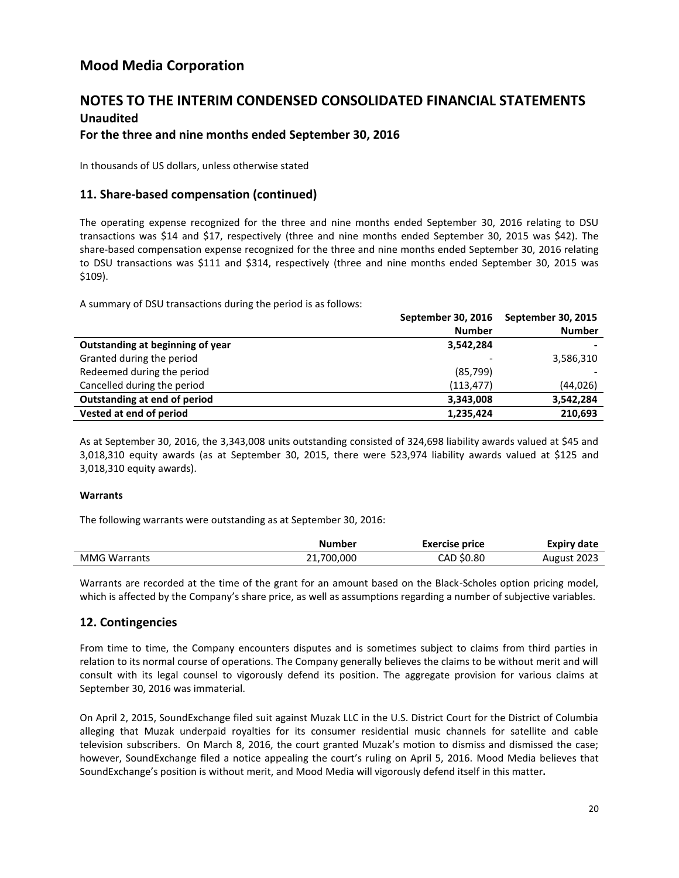# Mood Media Corporation

## NOTES TO THE INTERIM CONDENSED CONSOLIDATED FINANCIAL STATEMENTS

### Unaudited

### For the three and nine months ended September 30, 2016

In thousands of US dollars, unless otherwise stated

## 11. Share-based compensation (continued)

The operating expense recognized for the three and nine months ended September 30, 2016 relating to DSU transactions was $14 and $17, respectively (three and nine months ended September 30, 2015 was $42). The share-based compensation expense recognized for the three and nine months ended September 30, 2016 relating to DSU transactions was $111 and $314, respectively (three and nine months ended September 30, 2015 was $109).

A summary of DSU transactions during the period is as follows:

| | September 30, 2016 Number | September 30, 2015 Number |
|---|---|---|
| **Outstanding at beginning of year** | **3,542,284** | **-** |
| Granted during the period | - | 3,586,310 |
| Redeemed during the period | (85,799) | - |
| Cancelled during the period | (113,477) | (44,026) |
| **Outstanding at end of period** | **3,343,008** | **3,542,284** |
| **Vested at end of period** | **1,235,424** | **210,693** |

As at September 30, 2016, the 3,343,008 units outstanding consisted of 324,698 liability awards valued at $45 and 3,018,310 equity awards (as at September 30, 2015, there were 523,974 liability awards valued at $125 and 3,018,310 equity awards).

**Warrants**

The following warrants were outstanding as at September 30, 2016:

| | Number | Exercise price | Expiry date |
|---|---|---|---|
| MMG Warrants | 21,700,000 | CAD $0.80 | August 2023 |

Warrants are recorded at the time of the grant for an amount based on the Black-Scholes option pricing model, which is affected by the Company's share price, as well as assumptions regarding a number of subjective variables.

## 12. Contingencies

From time to time, the Company encounters disputes and is sometimes subject to claims from third parties in relation to its normal course of operations. The Company generally believes the claims to be without merit and will consult with its legal counsel to vigorously defend its position. The aggregate provision for various claims at September 30, 2016 was immaterial.

On April 2, 2015, SoundExchange filed suit against Muzak LLC in the U.S. District Court for the District of Columbia alleging that Muzak underpaid royalties for its consumer residential music channels for satellite and cable television subscribers. On March 8, 2016, the court granted Muzak's motion to dismiss and dismissed the case; however, SoundExchange filed a notice appealing the court's ruling on April 5, 2016. Mood Media believes that SoundExchange's position is without merit, and Mood Media will vigorously defend itself in this matter.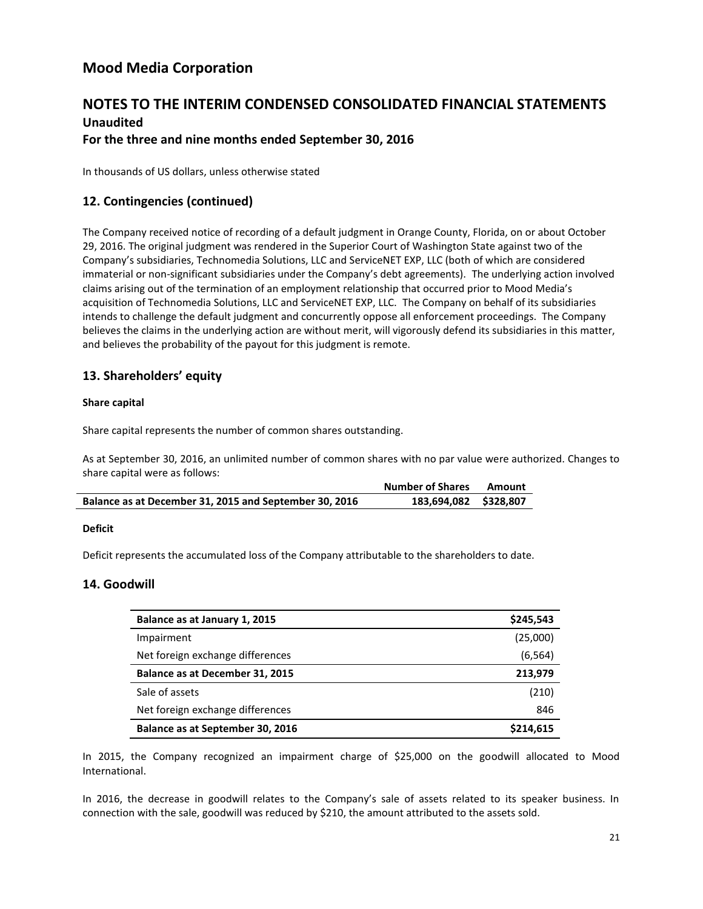# Mood Media Corporation

## NOTES TO THE INTERIM CONDENSED CONSOLIDATED FINANCIAL STATEMENTS

### Unaudited

### For the three and nine months ended September 30, 2016

In thousands of US dollars, unless otherwise stated

## 12. Contingencies (continued)

The Company received notice of recording of a default judgment in Orange County, Florida, on or about October 29, 2016. The original judgment was rendered in the Superior Court of Washington State against two of the Company's subsidiaries, Technomedia Solutions, LLC and ServiceNET EXP, LLC (both of which are considered immaterial or non-significant subsidiaries under the Company's debt agreements). The underlying action involved claims arising out of the termination of an employment relationship that occurred prior to Mood Media's acquisition of Technomedia Solutions, LLC and ServiceNET EXP, LLC. The Company on behalf of its subsidiaries intends to challenge the default judgment and concurrently oppose all enforcement proceedings. The Company believes the claims in the underlying action are without merit, will vigorously defend its subsidiaries in this matter, and believes the probability of the payout for this judgment is remote.

## 13. Shareholders' equity

**Share capital**

Share capital represents the number of common shares outstanding.

As at September 30, 2016, an unlimited number of common shares with no par value were authorized. Changes to share capital were as follows:

| | Number of Shares | Amount |
|---|---|---|
| **Balance as at December 31, 2015 and September 30, 2016** | **183,694,082** | **$328,807** |

**Deficit**

Deficit represents the accumulated loss of the Company attributable to the shareholders to date.

## 14. Goodwill

| | |
|---|---|
| **Balance as at January 1, 2015** | **$245,543** |
| Impairment | (25,000) |
| Net foreign exchange differences | (6,564) |
| **Balance as at December 31, 2015** | **213,979** |
| Sale of assets | (210) |
| Net foreign exchange differences | 846 |
| **Balance as at September 30, 2016** | **$214,615** |

In 2015, the Company recognized an impairment charge of $25,000 on the goodwill allocated to Mood International.

In 2016, the decrease in goodwill relates to the Company's sale of assets related to its speaker business. In connection with the sale, goodwill was reduced by $210, the amount attributed to the assets sold.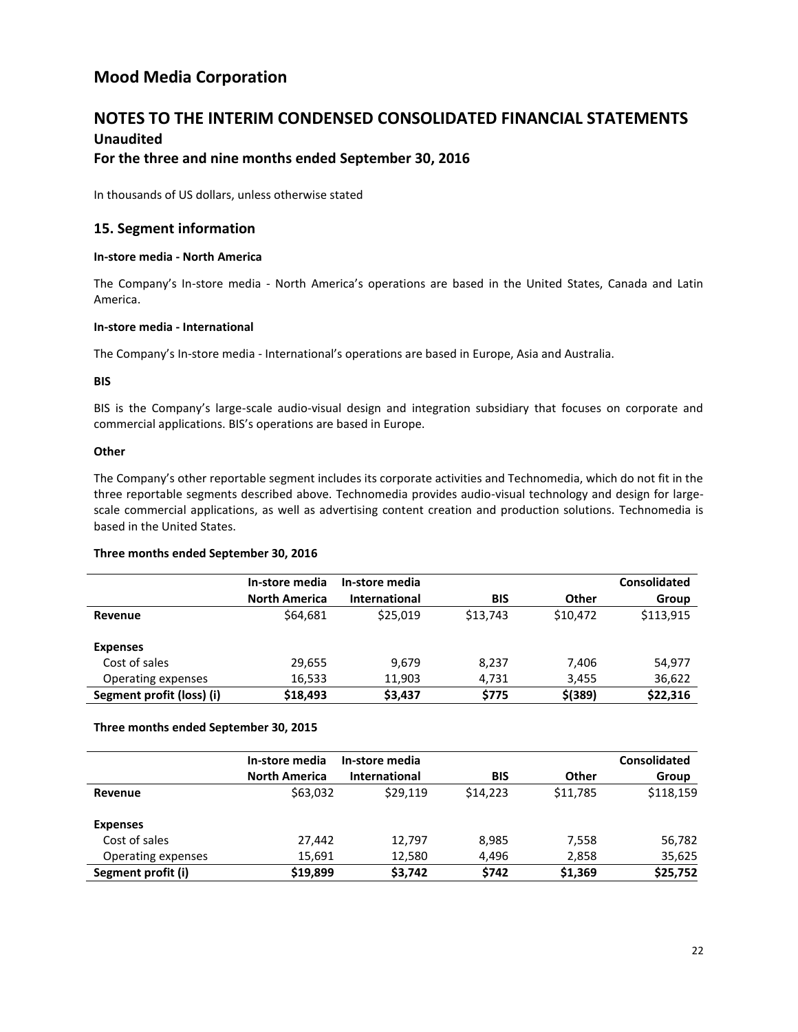# Mood Media Corporation

## NOTES TO THE INTERIM CONDENSED CONSOLIDATED FINANCIAL STATEMENTS

### Unaudited

### For the three and nine months ended September 30, 2016

In thousands of US dollars, unless otherwise stated

## 15. Segment information

**In-store media - North America**

The Company's In-store media - North America's operations are based in the United States, Canada and Latin America.

**In-store media - International**

The Company's In-store media - International's operations are based in Europe, Asia and Australia.

**BIS**

BIS is the Company's large-scale audio-visual design and integration subsidiary that focuses on corporate and commercial applications. BIS's operations are based in Europe.

**Other**

The Company's other reportable segment includes its corporate activities and Technomedia, which do not fit in the three reportable segments described above. Technomedia provides audio-visual technology and design for large-scale commercial applications, as well as advertising content creation and production solutions. Technomedia is based in the United States.

**Three months ended September 30, 2016**

| | In-store media North America | In-store media International | BIS | Other | Consolidated Group |
|---|---|---|---|---|---|
| **Revenue** | $64,681 | $25,019 | $13,743 | $10,472 | $113,915 |
| | | | | | |
| **Expenses** | | | | | |
| Cost of sales | 29,655 | 9,679 | 8,237 | 7,406 | 54,977 |
| Operating expenses | 16,533 | 11,903 | 4,731 | 3,455 | 36,622 |
| **Segment profit (loss) (i)** | **$18,493** | **$3,437** | **$775** | **$(389)** | **$22,316** |

**Three months ended September 30, 2015**

| | In-store media North America | In-store media International | BIS | Other | Consolidated Group |
|---|---|---|---|---|---|
| **Revenue** | $63,032 | $29,119 | $14,223 | $11,785 | $118,159 |
| | | | | | |
| **Expenses** | | | | | |
| Cost of sales | 27,442 | 12,797 | 8,985 | 7,558 | 56,782 |
| Operating expenses | 15,691 | 12,580 | 4,496 | 2,858 | 35,625 |
| **Segment profit (i)** | **$19,899** | **$3,742** | **$742** | **$1,369** | **$25,752** |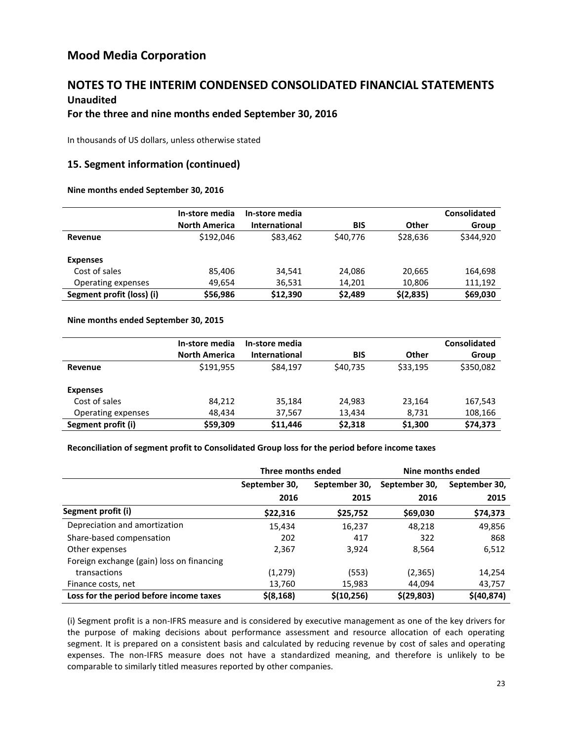# Mood Media Corporation

## NOTES TO THE INTERIM CONDENSED CONSOLIDATED FINANCIAL STATEMENTS

### Unaudited

### For the three and nine months ended September 30, 2016

In thousands of US dollars, unless otherwise stated

### 15. Segment information (continued)

**Nine months ended September 30, 2016**

| | In-store media North America | In-store media International | BIS | Other | Consolidated Group |
|---|---|---|---|---|---|
| **Revenue** | $192,046 | $83,462 | $40,776 | $28,636 | $344,920 |
| | | | | | |
| **Expenses** | | | | | |
| Cost of sales | 85,406 | 34,541 | 24,086 | 20,665 | 164,698 |
| Operating expenses | 49,654 | 36,531 | 14,201 | 10,806 | 111,192 |
| **Segment profit (loss) (i)** | **$56,986** | **$12,390** | **$2,489** | **$(2,835)** | **$69,030** |

**Nine months ended September 30, 2015**

| | In-store media North America | In-store media International | BIS | Other | Consolidated Group |
|---|---|---|---|---|---|
| **Revenue** | $191,955 | $84,197 | $40,735 | $33,195 | $350,082 |
| | | | | | |
| **Expenses** | | | | | |
| Cost of sales | 84,212 | 35,184 | 24,983 | 23,164 | 167,543 |
| Operating expenses | 48,434 | 37,567 | 13,434 | 8,731 | 108,166 |
| **Segment profit (i)** | **$59,309** | **$11,446** | **$2,318** | **$1,300** | **$74,373** |

**Reconciliation of segment profit to Consolidated Group loss for the period before income taxes**

| | Three months ended | | Nine months ended | |
|---|---|---|---|---|
| | September 30, 2016 | September 30, 2015 | September 30, 2016 | September 30, 2015 |
| **Segment profit (i)** | **$22,316** | **$25,752** | **$69,030** | **$74,373** |
| Depreciation and amortization | 15,434 | 16,237 | 48,218 | 49,856 |
| Share-based compensation | 202 | 417 | 322 | 868 |
| Other expenses | 2,367 | 3,924 | 8,564 | 6,512 |
| Foreign exchange (gain) loss on financing transactions | (1,279) | (553) | (2,365) | 14,254 |
| Finance costs, net | 13,760 | 15,983 | 44,094 | 43,757 |
| **Loss for the period before income taxes** | **$(8,168)** | **$(10,256)** | **$(29,803)** | **$(40,874)** |

(i) Segment profit is a non-IFRS measure and is considered by executive management as one of the key drivers for the purpose of making decisions about performance assessment and resource allocation of each operating segment. It is prepared on a consistent basis and calculated by reducing revenue by cost of sales and operating expenses. The non-IFRS measure does not have a standardized meaning, and therefore is unlikely to be comparable to similarly titled measures reported by other companies.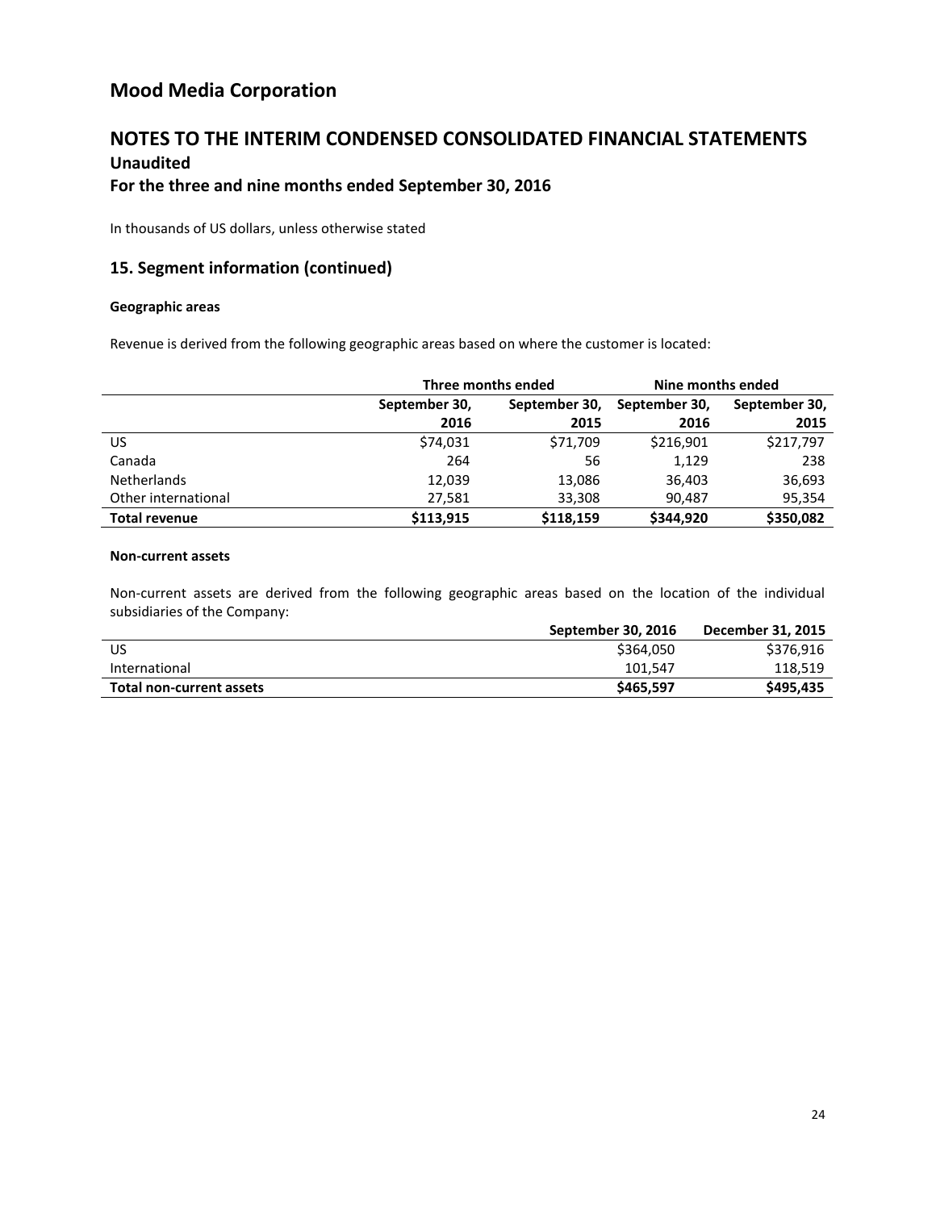# Mood Media Corporation

## NOTES TO THE INTERIM CONDENSED CONSOLIDATED FINANCIAL STATEMENTS

### Unaudited

### For the three and nine months ended September 30, 2016

In thousands of US dollars, unless otherwise stated

## 15. Segment information (continued)

**Geographic areas**

Revenue is derived from the following geographic areas based on where the customer is located:

| | Three months ended | | Nine months ended | |
|---|---|---|---|---|
| | **September 30, 2016** | **September 30, 2015** | **September 30, 2016** | **September 30, 2015** |
| US | $74,031 | $71,709 | $216,901 | $217,797 |
| Canada | 264 | 56 | 1,129 | 238 |
| Netherlands | 12,039 | 13,086 | 36,403 | 36,693 |
| Other international | 27,581 | 33,308 | 90,487 | 95,354 |
| **Total revenue** | **$113,915** | **$118,159** | **$344,920** | **$350,082** |

**Non-current assets**

Non-current assets are derived from the following geographic areas based on the location of the individual subsidiaries of the Company:

| | September 30, 2016 | December 31, 2015 |
|---|---|---|
| US | $364,050 | $376,916 |
| International | 101,547 | 118,519 |
| **Total non-current assets** | **$465,597** | **$495,435** |